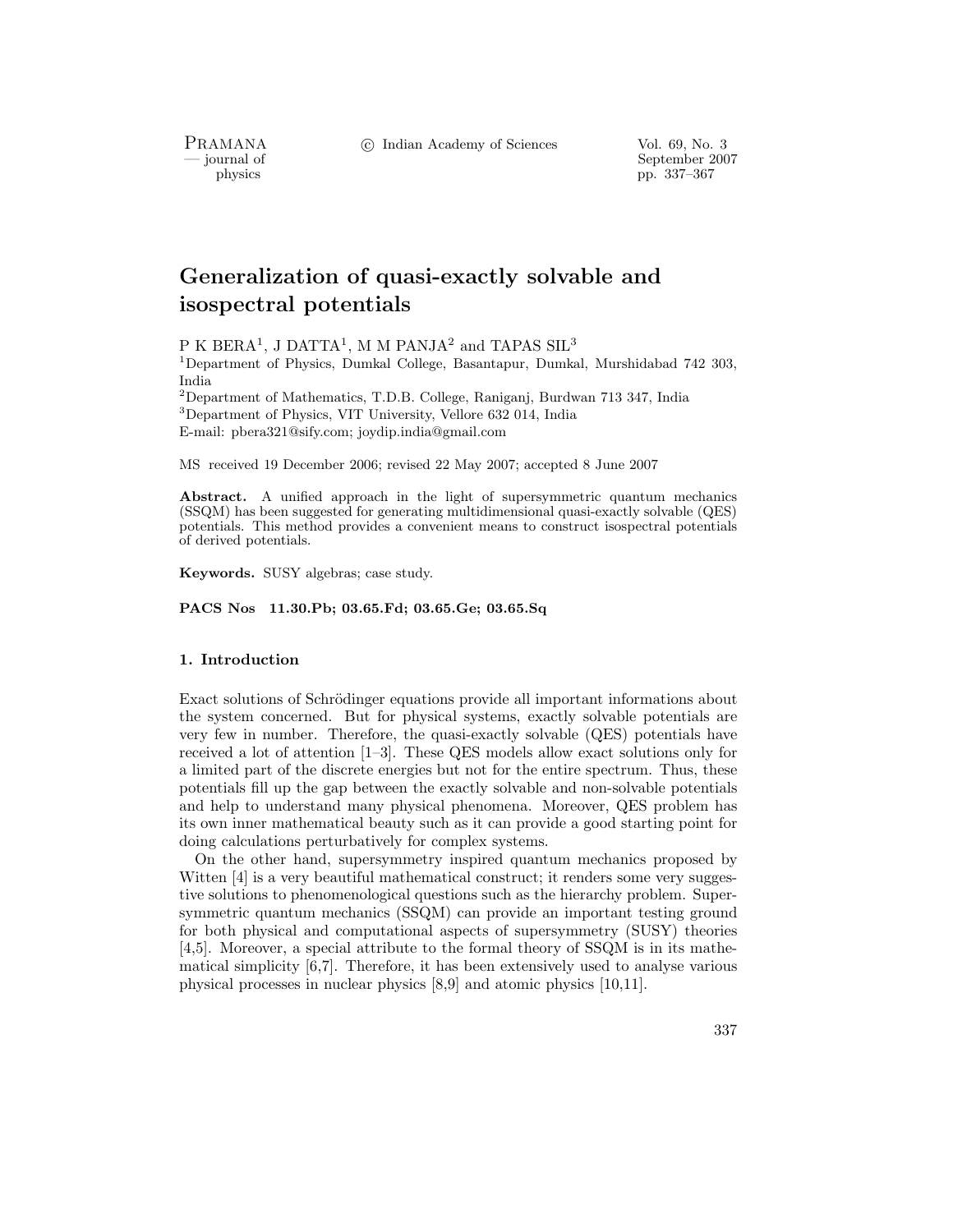# Generalization of quasi-exactly solvable and isospectral potentials

P K BERA[1], J DATTA[1], M M PANJA[2] and TAPAS SIL[3]

[1]Department of Physics, Dumkal College, Basantapur, Dumkal, Murshidabad 742 303, India
[2]Department of Mathematics, T.D.B. College, Raniganj, Burdwan 713 347, India
[3]Department of Physics, VIT University, Vellore 632 014, India
E-mail: pbera321@sify.com; joydip.india@gmail.com

MS received 19 December 2006; revised 22 May 2007; accepted 8 June 2007

**Abstract.** A unified approach in the light of supersymmetric quantum mechanics (SSQM) has been suggested for generating multidimensional quasi-exactly solvable (QES) potentials. This method provides a convenient means to construct isospectral potentials of derived potentials.

**Keywords.** SUSY algebras; case study.

**PACS Nos 11.30.Pb; 03.65.Fd; 03.65.Ge; 03.65.Sq**

## 1. Introduction

Exact solutions of Schrödinger equations provide all important informations about the system concerned. But for physical systems, exactly solvable potentials are very few in number. Therefore, the quasi-exactly solvable (QES) potentials have received a lot of attention [1–3]. These QES models allow exact solutions only for a limited part of the discrete energies but not for the entire spectrum. Thus, these potentials fill up the gap between the exactly solvable and non-solvable potentials and help to understand many physical phenomena. Moreover, QES problem has its own inner mathematical beauty such as it can provide a good starting point for doing calculations perturbatively for complex systems.

On the other hand, supersymmetry inspired quantum mechanics proposed by Witten [4] is a very beautiful mathematical construct; it renders some very suggestive solutions to phenomenological questions such as the hierarchy problem. Supersymmetric quantum mechanics (SSQM) can provide an important testing ground for both physical and computational aspects of supersymmetry (SUSY) theories [4,5]. Moreover, a special attribute to the formal theory of SSQM is in its mathematical simplicity [6,7]. Therefore, it has been extensively used to analyse various physical processes in nuclear physics [8,9] and atomic physics [10,11].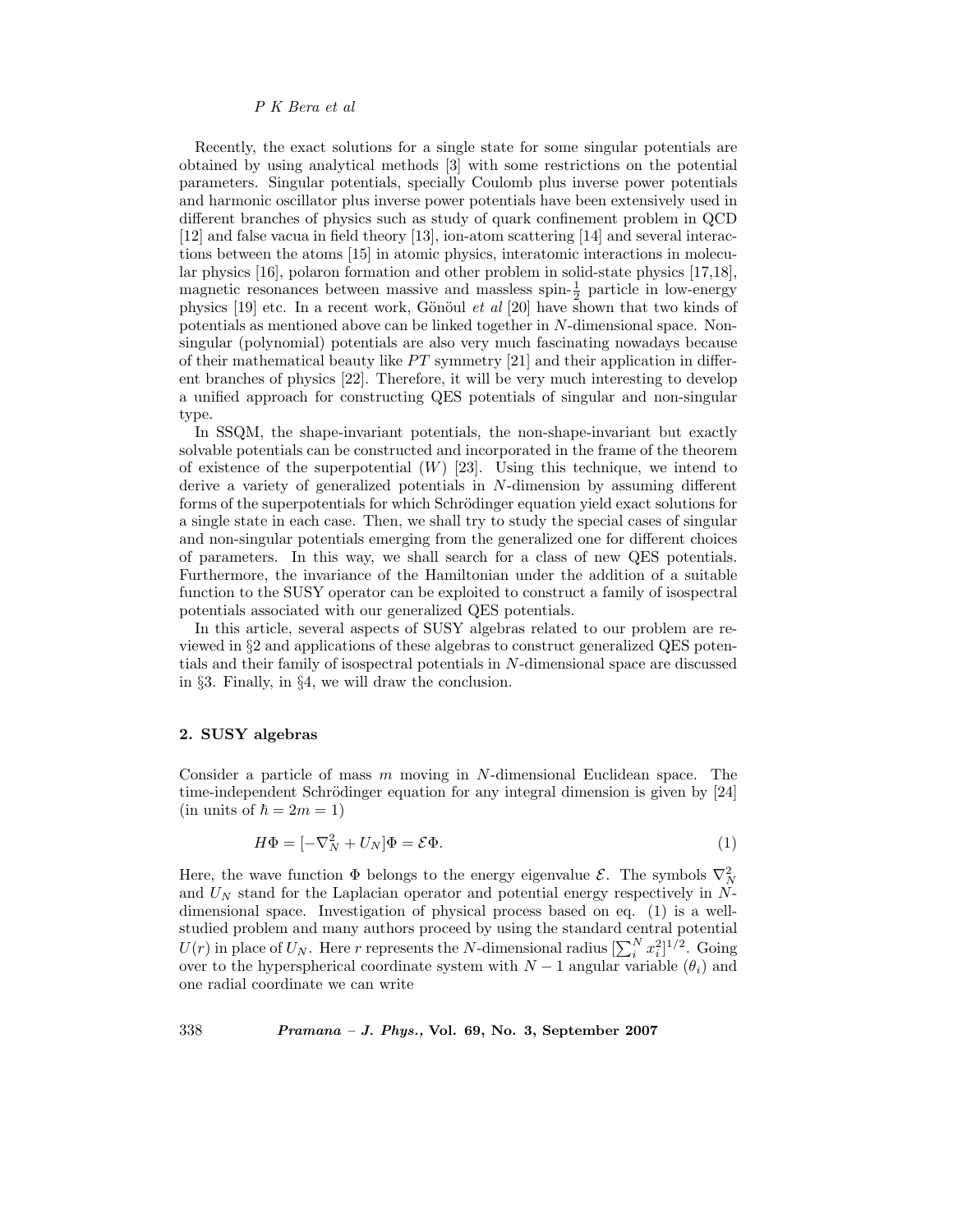Recently, the exact solutions for a single state for some singular potentials are obtained by using analytical methods [3] with some restrictions on the potential parameters. Singular potentials, specially Coulomb plus inverse power potentials and harmonic oscillator plus inverse power potentials have been extensively used in different branches of physics such as study of quark confinement problem in QCD [12] and false vacua in field theory [13], ion-atom scattering [14] and several interactions between the atoms [15] in atomic physics, interatomic interactions in molecular physics [16], polaron formation and other problem in solid-state physics [17,18], magnetic resonances between massive and massless spin-$\frac{1}{2}$ particle in low-energy physics [19] etc. In a recent work, Gönöul *et al* [20] have shown that two kinds of potentials as mentioned above can be linked together in $N$-dimensional space. Non-singular (polynomial) potentials are also very much fascinating nowadays because of their mathematical beauty like $PT$ symmetry [21] and their application in different branches of physics [22]. Therefore, it will be very much interesting to develop a unified approach for constructing QES potentials of singular and non-singular type.

In SSQM, the shape-invariant potentials, the non-shape-invariant but exactly solvable potentials can be constructed and incorporated in the frame of the theorem of existence of the superpotential ($W$) [23]. Using this technique, we intend to derive a variety of generalized potentials in $N$-dimension by assuming different forms of the superpotentials for which Schrödinger equation yield exact solutions for a single state in each case. Then, we shall try to study the special cases of singular and non-singular potentials emerging from the generalized one for different choices of parameters. In this way, we shall search for a class of new QES potentials. Furthermore, the invariance of the Hamiltonian under the addition of a suitable function to the SUSY operator can be exploited to construct a family of isospectral potentials associated with our generalized QES potentials.

In this article, several aspects of SUSY algebras related to our problem are reviewed in §2 and applications of these algebras to construct generalized QES potentials and their family of isospectral potentials in $N$-dimensional space are discussed in §3. Finally, in §4, we will draw the conclusion.

## 2. SUSY algebras

Consider a particle of mass $m$ moving in $N$-dimensional Euclidean space. The time-independent Schrödinger equation for any integral dimension is given by [24] (in units of $\hbar = 2m = 1$)

$$H\Phi = [-\nabla_N^2 + U_N]\Phi = \mathcal{E}\Phi. \tag{1}$$

Here, the wave function $\Phi$ belongs to the energy eigenvalue $\mathcal{E}$. The symbols $\nabla_N^2$ and $U_N$ stand for the Laplacian operator and potential energy respectively in $N$-dimensional space. Investigation of physical process based on eq. (1) is a well-studied problem and many authors proceed by using the standard central potential $U(r)$ in place of $U_N$. Here $r$ represents the $N$-dimensional radius $[\sum_i^N x_i^2]^{1/2}$. Going over to the hyperspherical coordinate system with $N-1$ angular variable ($\theta_i$) and one radial coordinate we can write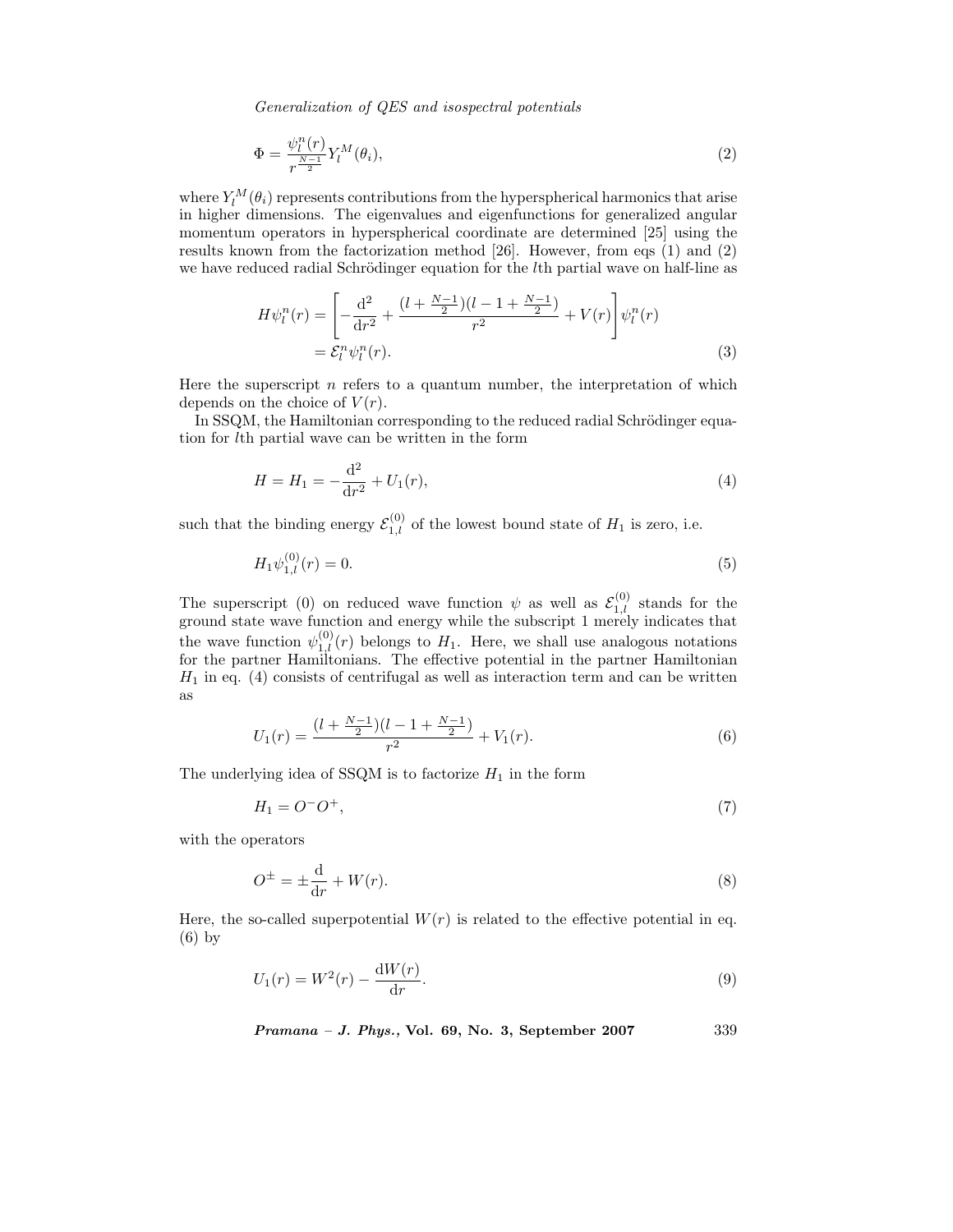$$\Phi = \frac{\psi_l^n(r)}{r^{\frac{N-1}{2}}} Y_l^M(\theta_i), \tag{2}$$

where $Y_l^M(\theta_i)$ represents contributions from the hyperspherical harmonics that arise in higher dimensions. The eigenvalues and eigenfunctions for generalized angular momentum operators in hyperspherical coordinate are determined [25] using the results known from the factorization method [26]. However, from eqs (1) and (2) we have reduced radial Schrödinger equation for the $l$th partial wave on half-line as

$$\begin{aligned} H\psi_l^n(r) &= \left[ -\frac{\mathrm{d}^2}{\mathrm{d}r^2} + \frac{(l + \frac{N-1}{2})(l - 1 + \frac{N-1}{2})}{r^2} + V(r) \right] \psi_l^n(r) \\ &= \mathcal{E}_l^n \psi_l^n(r). \end{aligned} \tag{3}$$

Here the superscript $n$ refers to a quantum number, the interpretation of which depends on the choice of $V(r)$.

In SSQM, the Hamiltonian corresponding to the reduced radial Schrödinger equation for $l$th partial wave can be written in the form

$$H = H_1 = -\frac{\mathrm{d}^2}{\mathrm{d}r^2} + U_1(r), \tag{4}$$

such that the binding energy $\mathcal{E}_{1,l}^{(0)}$ of the lowest bound state of $H_1$ is zero, i.e.

$$H_1 \psi_{1,l}^{(0)}(r) = 0. \tag{5}$$

The superscript (0) on reduced wave function $\psi$ as well as $\mathcal{E}_{1,l}^{(0)}$ stands for the ground state wave function and energy while the subscript 1 merely indicates that the wave function $\psi_{1,l}^{(0)}(r)$ belongs to $H_1$. Here, we shall use analogous notations for the partner Hamiltonians. The effective potential in the partner Hamiltonian $H_1$ in eq. (4) consists of centrifugal as well as interaction term and can be written as

$$U_1(r) = \frac{(l + \frac{N-1}{2})(l - 1 + \frac{N-1}{2})}{r^2} + V_1(r). \tag{6}$$

The underlying idea of SSQM is to factorize $H_1$ in the form

$$H_1 = O^- O^+, \tag{7}$$

with the operators

$$O^\pm = \pm \frac{\mathrm{d}}{\mathrm{d}r} + W(r). \tag{8}$$

Here, the so-called superpotential $W(r)$ is related to the effective potential in eq. (6) by

$$U_1(r) = W^2(r) - \frac{\mathrm{d}W(r)}{\mathrm{d}r}. \tag{9}$$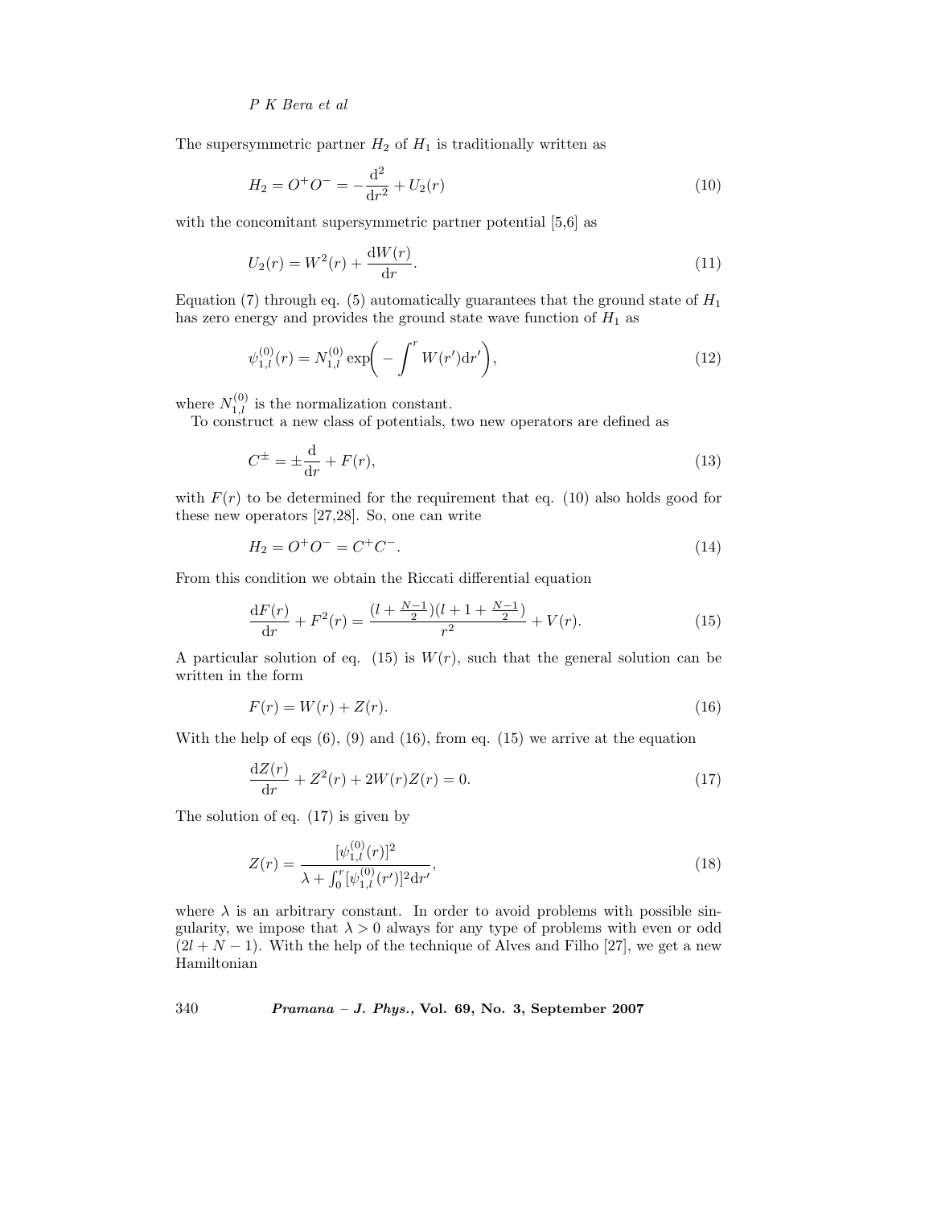The supersymmetric partner $H_2$ of $H_1$ is traditionally written as

$$H_2 = O^+O^- = -\frac{\mathrm{d}^2}{\mathrm{d}r^2} + U_2(r) \tag{10}$$

with the concomitant supersymmetric partner potential [5,6] as

$$U_2(r) = W^2(r) + \frac{\mathrm{d}W(r)}{\mathrm{d}r}. \tag{11}$$

Equation (7) through eq. (5) automatically guarantees that the ground state of $H_1$ has zero energy and provides the ground state wave function of $H_1$ as

$$\psi_{1,l}^{(0)}(r) = N_{1,l}^{(0)} \exp\left( - \int^r W(r')\mathrm{d}r' \right), \tag{12}$$

where $N_{1,l}^{(0)}$ is the normalization constant.

To construct a new class of potentials, two new operators are defined as

$$C^\pm = \pm \frac{\mathrm{d}}{\mathrm{d}r} + F(r), \tag{13}$$

with $F(r)$ to be determined for the requirement that eq. (10) also holds good for these new operators [27,28]. So, one can write

$$H_2 = O^+O^- = C^+C^-. \tag{14}$$

From this condition we obtain the Riccati differential equation

$$\frac{\mathrm{d}F(r)}{\mathrm{d}r} + F^2(r) = \frac{(l + \frac{N-1}{2})(l + 1 + \frac{N-1}{2})}{r^2} + V(r). \tag{15}$$

A particular solution of eq. (15) is $W(r)$, such that the general solution can be written in the form

$$F(r) = W(r) + Z(r). \tag{16}$$

With the help of eqs (6), (9) and (16), from eq. (15) we arrive at the equation

$$\frac{\mathrm{d}Z(r)}{\mathrm{d}r} + Z^2(r) + 2W(r)Z(r) = 0. \tag{17}$$

The solution of eq. (17) is given by

$$Z(r) = \frac{[\psi_{1,l}^{(0)}(r)]^2}{\lambda + \int_0^r [\psi_{1,l}^{(0)}(r')]^2 \mathrm{d}r'}, \tag{18}$$

where $\lambda$ is an arbitrary constant. In order to avoid problems with possible singularity, we impose that $\lambda > 0$ always for any type of problems with even or odd $(2l + N - 1)$. With the help of the technique of Alves and Filho [27], we get a new Hamiltonian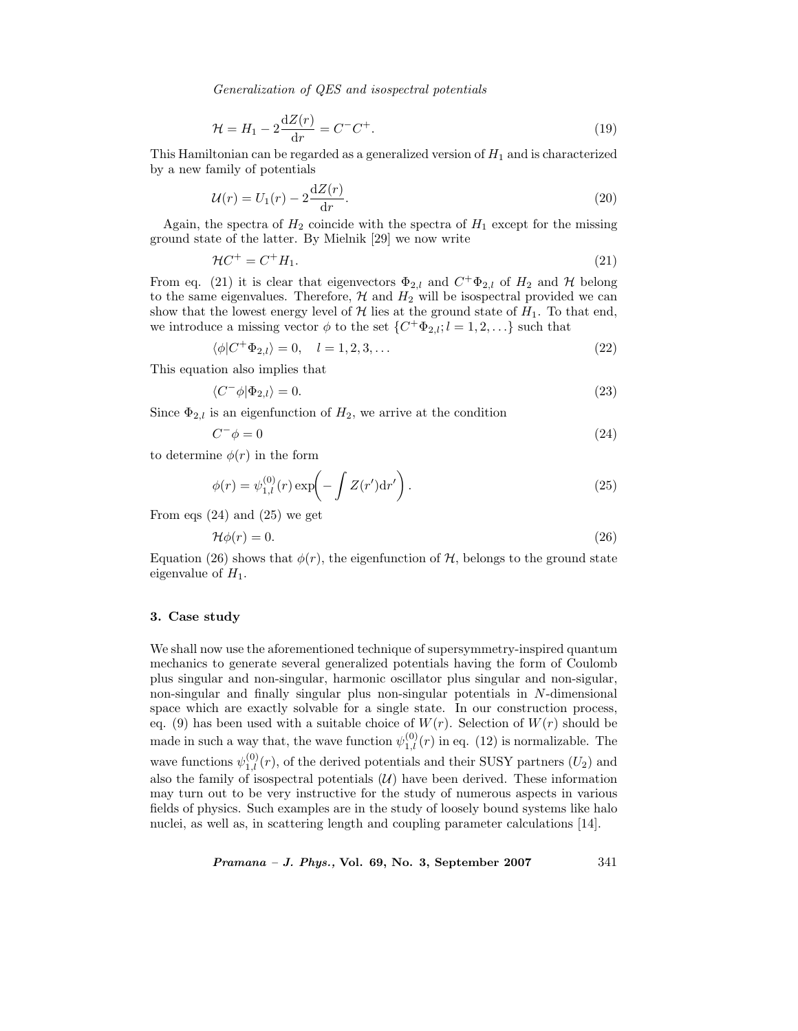$$\mathcal{H} = H_1 - 2\frac{\mathrm{d}Z(r)}{\mathrm{d}r} = C^- C^+. \tag{19}$$

This Hamiltonian can be regarded as a generalized version of $H_1$ and is characterized by a new family of potentials

$$\mathcal{U}(r) = U_1(r) - 2\frac{\mathrm{d}Z(r)}{\mathrm{d}r}. \tag{20}$$

Again, the spectra of $H_2$ coincide with the spectra of $H_1$ except for the missing ground state of the latter. By Mielnik [29] we now write

$$\mathcal{H}C^+ = C^+ H_1. \tag{21}$$

From eq. (21) it is clear that eigenvectors $\Phi_{2,l}$ and $C^+\Phi_{2,l}$ of $H_2$ and $\mathcal{H}$ belong to the same eigenvalues. Therefore, $\mathcal{H}$ and $H_2$ will be isospectral provided we can show that the lowest energy level of $\mathcal{H}$ lies at the ground state of $H_1$. To that end, we introduce a missing vector $\phi$ to the set $\{C^+\Phi_{2,l}; l = 1, 2, \ldots\}$ such that

$$\langle \phi | C^+ \Phi_{2,l} \rangle = 0, \quad l = 1, 2, 3, \ldots \tag{22}$$

This equation also implies that

$$\langle C^- \phi | \Phi_{2,l} \rangle = 0. \tag{23}$$

Since $\Phi_{2,l}$ is an eigenfunction of $H_2$, we arrive at the condition

$$C^- \phi = 0 \tag{24}$$

to determine $\phi(r)$ in the form

$$\phi(r) = \psi_{1,l}^{(0)}(r) \exp\left( - \int Z(r')\mathrm{d}r' \right). \tag{25}$$

From eqs (24) and (25) we get

$$\mathcal{H}\phi(r) = 0. \tag{26}$$

Equation (26) shows that $\phi(r)$, the eigenfunction of $\mathcal{H}$, belongs to the ground state eigenvalue of $H_1$.

### 3. Case study

We shall now use the aforementioned technique of supersymmetry-inspired quantum mechanics to generate several generalized potentials having the form of Coulomb plus singular and non-singular, harmonic oscillator plus singular and non-sigular, non-singular and finally singular plus non-singular potentials in $N$-dimensional space which are exactly solvable for a single state. In our construction process, eq. (9) has been used with a suitable choice of $W(r)$. Selection of $W(r)$ should be made in such a way that, the wave function $\psi_{1,l}^{(0)}(r)$ in eq. (12) is normalizable. The wave functions $\psi_{1,l}^{(0)}(r)$, of the derived potentials and their SUSY partners ($U_2$) and also the family of isospectral potentials ($\mathcal{U}$) have been derived. These information may turn out to be very instructive for the study of numerous aspects in various fields of physics. Such examples are in the study of loosely bound systems like halo nuclei, as well as, in scattering length and coupling parameter calculations [14].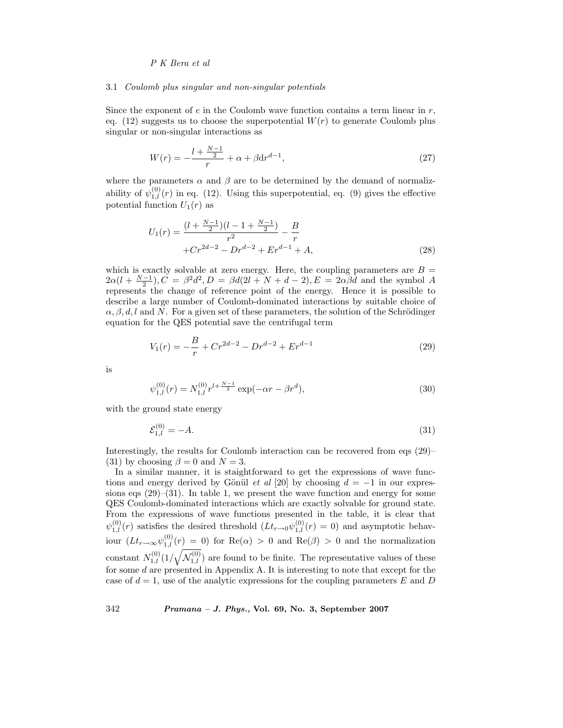### 3.1 *Coulomb plus singular and non-singular potentials*

Since the exponent of $e$ in the Coulomb wave function contains a term linear in $r$, eq. (12) suggests us to choose the superpotential $W(r)$ to generate Coulomb plus singular or non-singular interactions as

$$W(r) = -\frac{l + \frac{N-1}{2}}{r} + \alpha + \beta d r^{d-1}, \tag{27}$$

where the parameters $\alpha$ and $\beta$ are to be determined by the demand of normalizability of $\psi_{1,l}^{(0)}(r)$ in eq. (12). Using this superpotential, eq. (9) gives the effective potential function $U_1(r)$ as

$$U_1(r) = \frac{(l + \frac{N-1}{2})(l - 1 + \frac{N-1}{2})}{r^2} - \frac{B}{r} + Cr^{2d-2} - Dr^{d-2} + Er^{d-1} + A, \tag{28}$$

which is exactly solvable at zero energy. Here, the coupling parameters are $B = 2\alpha(l + \frac{N-1}{2}), C = \beta^2 d^2, D = \beta d(2l + N + d - 2), E = 2\alpha\beta d$ and the symbol $A$ represents the change of reference point of the energy. Hence it is possible to describe a large number of Coulomb-dominated interactions by suitable choice of $\alpha, \beta, d, l$ and $N$. For a given set of these parameters, the solution of the Schrödinger equation for the QES potential save the centrifugal term

$$V_1(r) = -\frac{B}{r} + Cr^{2d-2} - Dr^{d-2} + Er^{d-1} \tag{29}$$

is

$$\psi_{1,l}^{(0)}(r) = N_{1,l}^{(0)} r^{l + \frac{N-1}{2}} \exp(-\alpha r - \beta r^d), \tag{30}$$

with the ground state energy

$$\mathcal{E}_{1,l}^{(0)} = -A. \tag{31}$$

Interestingly, the results for Coulomb interaction can be recovered from eqs (29)–(31) by choosing $\beta = 0$ and $N = 3$.

In a similar manner, it is staightforward to get the expressions of wave functions and energy derived by Gönül *et al* [20] by choosing $d = -1$ in our expressions eqs (29)–(31). In table 1, we present the wave function and energy for some QES Coulomb-dominated interactions which are exactly solvable for ground state. From the expressions of wave functions presented in the table, it is clear that $\psi_{1,l}^{(0)}(r)$ satisfies the desired threshold ($Lt_{r\to 0}\psi_{1,l}^{(0)}(r) = 0$) and asymptotic behaviour ($Lt_{r\to\infty}\psi_{1,l}^{(0)}(r) = 0$) for $\mathrm{Re}(\alpha) > 0$ and $\mathrm{Re}(\beta) > 0$ and the normalization constant $N_{1,l}^{(0)}(1/\sqrt{\mathcal{N}_{1,l}^{(0)}})$ are found to be finite. The representative values of these for some $d$ are presented in Appendix A. It is interesting to note that except for the case of $d = 1$, use of the analytic expressions for the coupling parameters $E$ and $D$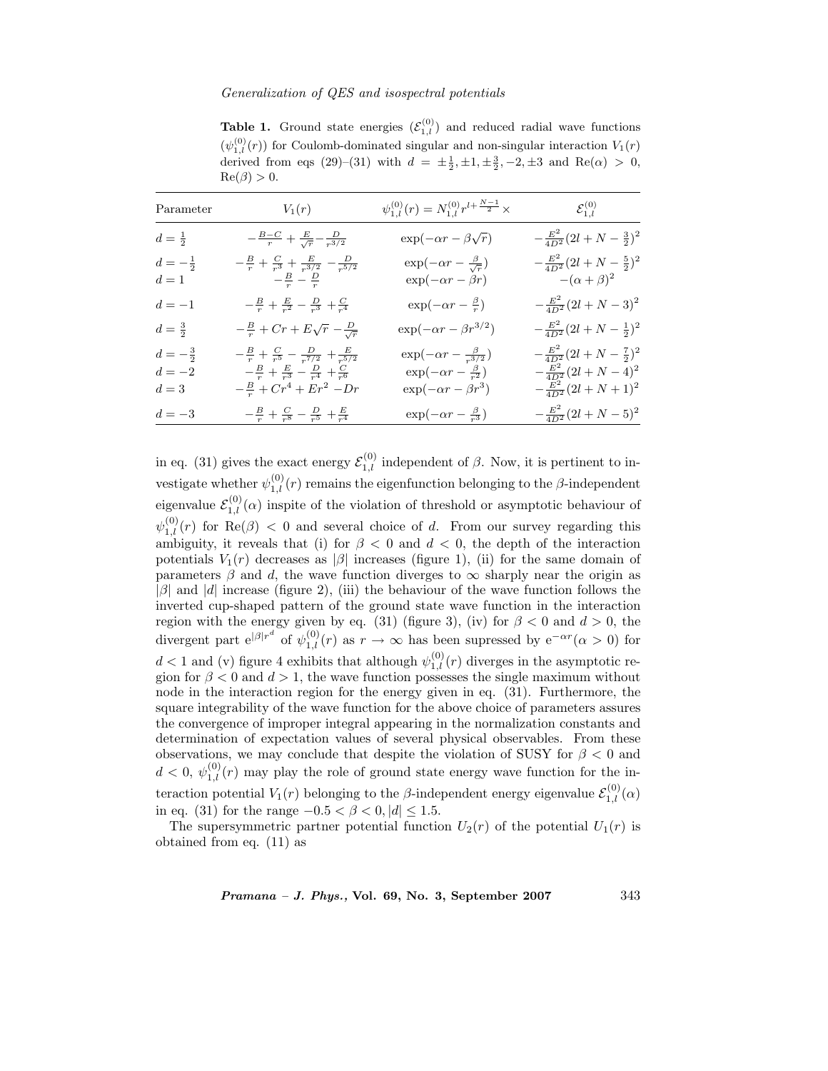**Table 1.** Ground state energies ($\mathcal{E}_{1,l}^{(0)}$) and reduced radial wave functions ($\psi_{1,l}^{(0)}(r)$) for Coulomb-dominated singular and non-singular interaction $V_1(r)$ derived from eqs (29)–(31) with $d = \pm\frac{1}{2}, \pm 1, \pm\frac{3}{2}, -2, \pm 3$ and $\mathrm{Re}(\alpha) > 0$, $\mathrm{Re}(\beta) > 0$.

| Parameter | $V_1(r)$ | $\psi_{1,l}^{(0)}(r) = N_{1,l}^{(0)} r^{l+\frac{N-1}{2}} \times$ | $\mathcal{E}_{1,l}^{(0)}$ |
|---|---|---|---|
| $d = \frac{1}{2}$ | $-\frac{B-C}{r} + \frac{E}{\sqrt{r}} - \frac{D}{r^{3/2}}$ | $\exp(-\alpha r - \beta\sqrt{r})$ | $-\frac{E^2}{4D^2}(2l+N-\frac{3}{2})^2$ |
| $d = -\frac{1}{2}$ | $-\frac{B}{r} + \frac{C}{r^3} + \frac{E}{r^{3/2}} - \frac{D}{r^{5/2}}$ | $\exp(-\alpha r - \frac{\beta}{\sqrt{r}})$ | $-\frac{E^2}{4D^2}(2l+N-\frac{5}{2})^2$ |
| $d = 1$ | $-\frac{B}{r} - \frac{D}{r}$ | $\exp(-\alpha r - \beta r)$ | $-(\alpha+\beta)^2$ |
| $d = -1$ | $-\frac{B}{r} + \frac{E}{r^2} - \frac{D}{r^3} + \frac{C}{r^4}$ | $\exp(-\alpha r - \frac{\beta}{r})$ | $-\frac{E^2}{4D^2}(2l+N-3)^2$ |
| $d = \frac{3}{2}$ | $-\frac{B}{r} + Cr + E\sqrt{r} - \frac{D}{\sqrt{r}}$ | $\exp(-\alpha r - \beta r^{3/2})$ | $-\frac{E^2}{4D^2}(2l+N-\frac{1}{2})^2$ |
| $d = -\frac{3}{2}$ | $-\frac{B}{r} + \frac{C}{r^5} - \frac{D}{r^{7/2}} + \frac{E}{r^{5/2}}$ | $\exp(-\alpha r - \frac{\beta}{r^{3/2}})$ | $-\frac{E^2}{4D^2}(2l+N-\frac{7}{2})^2$ |
| $d = -2$ | $-\frac{B}{r} + \frac{E}{r^3} - \frac{D}{r^4} + \frac{C}{r^6}$ | $\exp(-\alpha r - \frac{\beta}{r^2})$ | $-\frac{E^2}{4D^2}(2l+N-4)^2$ |
| $d = 3$ | $-\frac{B}{r} + Cr^4 + Er^2 - Dr$ | $\exp(-\alpha r - \beta r^3)$ | $-\frac{E^2}{4D^2}(2l+N+1)^2$ |
| $d = -3$ | $-\frac{B}{r} + \frac{C}{r^8} - \frac{D}{r^5} + \frac{E}{r^4}$ | $\exp(-\alpha r - \frac{\beta}{r^3})$ | $-\frac{E^2}{4D^2}(2l+N-5)^2$ |

in eq. (31) gives the exact energy $\mathcal{E}_{1,l}^{(0)}$ independent of $\beta$. Now, it is pertinent to investigate whether $\psi_{1,l}^{(0)}(r)$ remains the eigenfunction belonging to the $\beta$-independent eigenvalue $\mathcal{E}_{1,l}^{(0)}(\alpha)$ inspite of the violation of threshold or asymptotic behaviour of $\psi_{1,l}^{(0)}(r)$ for $\mathrm{Re}(\beta) < 0$ and several choice of $d$. From our survey regarding this ambiguity, it reveals that (i) for $\beta < 0$ and $d < 0$, the depth of the interaction potentials $V_1(r)$ decreases as $|\beta|$ increases (figure 1), (ii) for the same domain of parameters $\beta$ and $d$, the wave function diverges to $\infty$ sharply near the origin as $|\beta|$ and $|d|$ increase (figure 2), (iii) the behaviour of the wave function follows the inverted cup-shaped pattern of the ground state wave function in the interaction region with the energy given by eq. (31) (figure 3), (iv) for $\beta < 0$ and $d > 0$, the divergent part $\mathrm{e}^{|\beta| r^d}$ of $\psi_{1,l}^{(0)}(r)$ as $r \to \infty$ has been supressed by $\mathrm{e}^{-\alpha r} (\alpha > 0)$ for $d < 1$ and (v) figure 4 exhibits that although $\psi_{1,l}^{(0)}(r)$ diverges in the asymptotic region for $\beta < 0$ and $d > 1$, the wave function possesses the single maximum without node in the interaction region for the energy given in eq. (31). Furthermore, the square integrability of the wave function for the above choice of parameters assures the convergence of improper integral appearing in the normalization constants and determination of expectation values of several physical observables. From these observations, we may conclude that despite the violation of SUSY for $\beta < 0$ and $d < 0$, $\psi_{1,l}^{(0)}(r)$ may play the role of ground state energy wave function for the interaction potential $V_1(r)$ belonging to the $\beta$-independent energy eigenvalue $\mathcal{E}_{1,l}^{(0)}(\alpha)$ in eq. (31) for the range $-0.5 < \beta < 0, |d| \leq 1.5$.

The supersymmetric partner potential function $U_2(r)$ of the potential $U_1(r)$ is obtained from eq. (11) as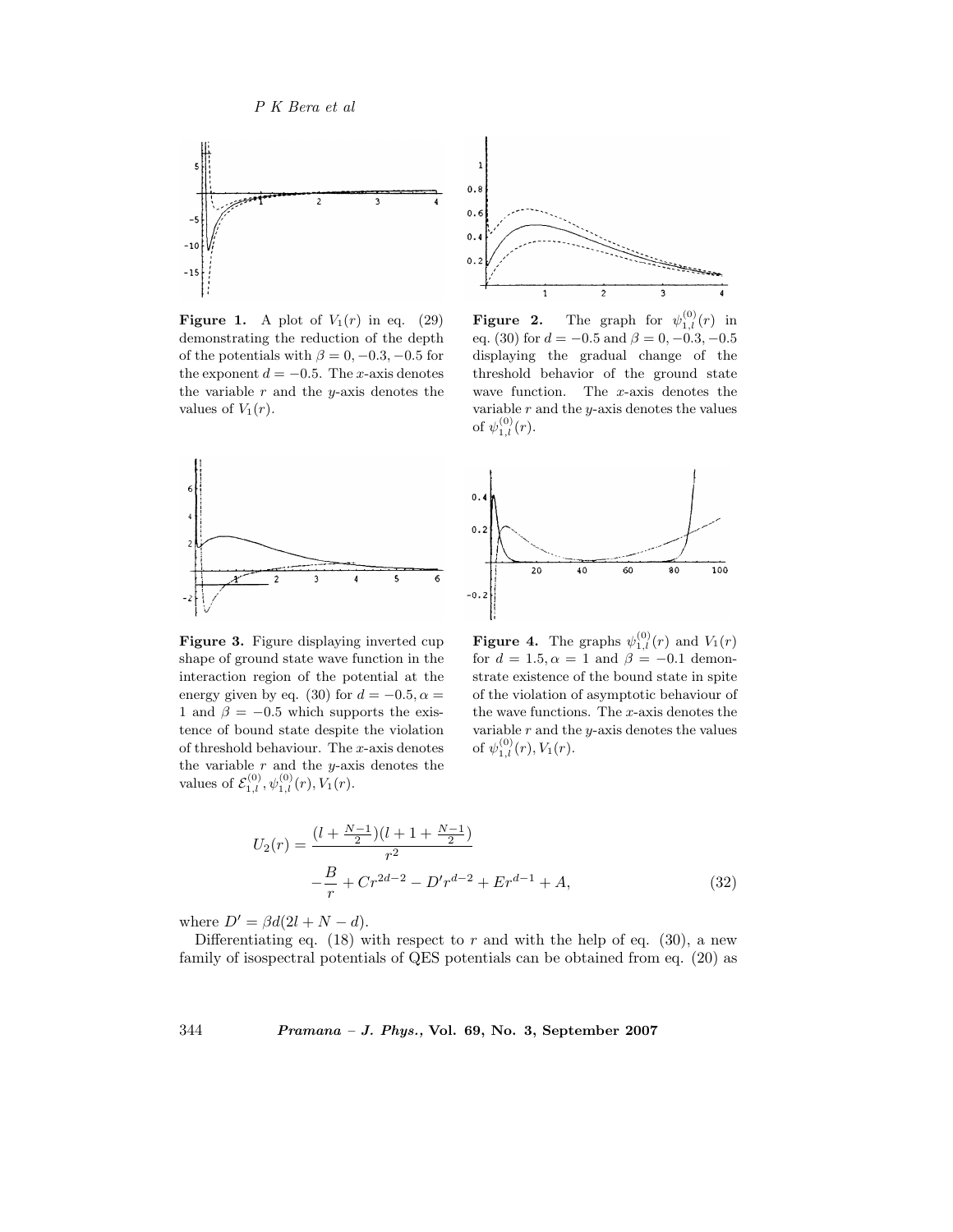**Figure 1.** A plot of $V_1(r)$ in eq. (29) demonstrating the reduction of the depth of the potentials with $\beta = 0, -0.3, -0.5$ for the exponent $d = -0.5$. The $x$-axis denotes the variable $r$ and the $y$-axis denotes the values of $V_1(r)$.

**Figure 2.** The graph for $\psi_{1,l}^{(0)}(r)$ in eq. (30) for $d = -0.5$ and $\beta = 0, -0.3, -0.5$ displaying the gradual change of the threshold behavior of the ground state wave function. The $x$-axis denotes the variable $r$ and the $y$-axis denotes the values of $\psi_{1,l}^{(0)}(r)$.

**Figure 3.** Figure displaying inverted cup shape of ground state wave function in the interaction region of the potential at the energy given by eq. (30) for $d = -0.5, \alpha = 1$ and $\beta = -0.5$ which supports the existence of bound state despite the violation of threshold behaviour. The $x$-axis denotes the variable $r$ and the $y$-axis denotes the values of $\mathcal{E}_{1,l}^{(0)}, \psi_{1,l}^{(0)}(r), V_1(r)$.

**Figure 4.** The graphs $\psi_{1,l}^{(0)}(r)$ and $V_1(r)$ for $d = 1.5, \alpha = 1$ and $\beta = -0.1$ demonstrate existence of the bound state in spite of the violation of asymptotic behaviour of the wave functions. The $x$-axis denotes the variable $r$ and the $y$-axis denotes the values of $\psi_{1,l}^{(0)}(r), V_1(r)$.

$$U_2(r) = \frac{(l + \frac{N-1}{2})(l + 1 + \frac{N-1}{2})}{r^2} - \frac{B}{r} + Cr^{2d-2} - D'r^{d-2} + Er^{d-1} + A, \tag{32}$$

where $D' = \beta d(2l + N - d)$.

Differentiating eq. (18) with respect to $r$ and with the help of eq. (30), a new family of isospectral potentials of QES potentials can be obtained from eq. (20) as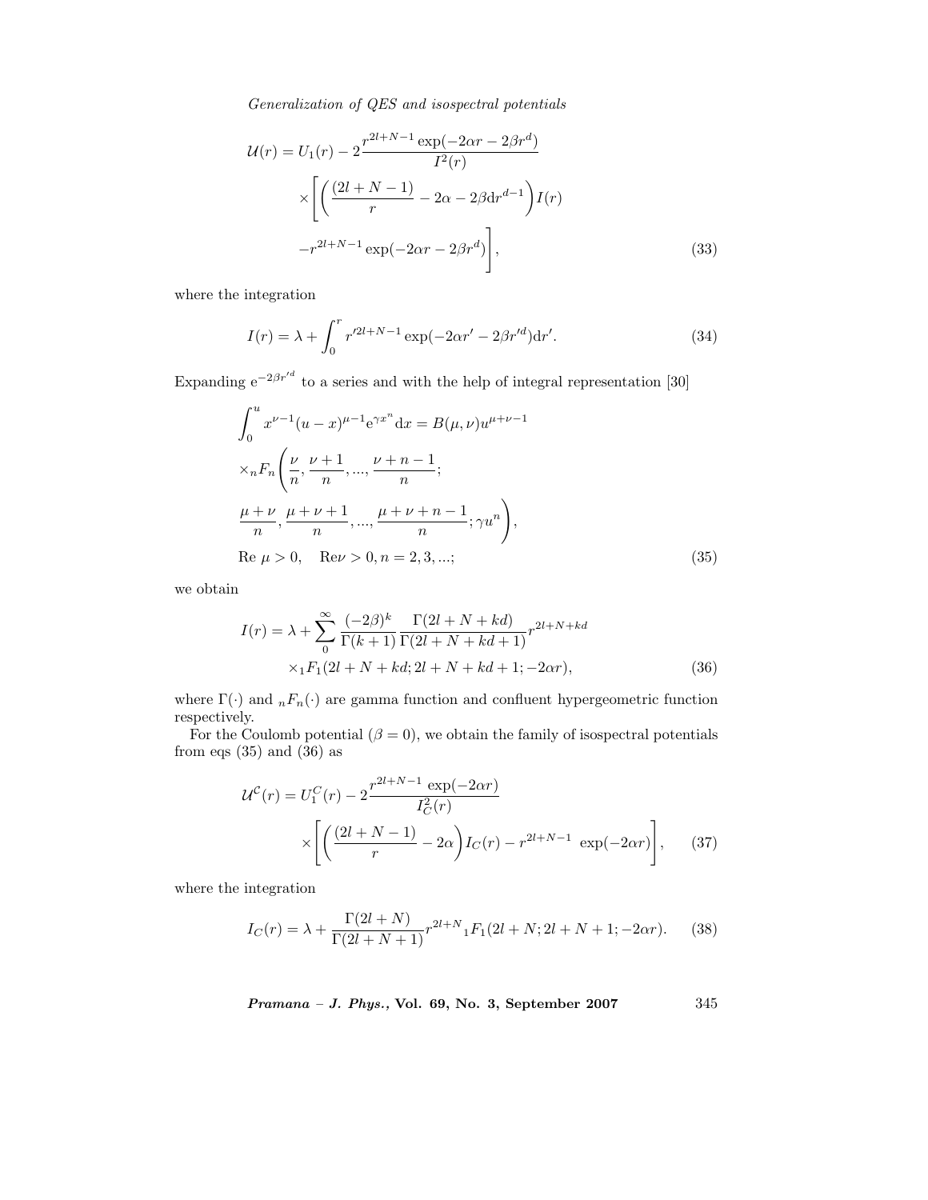$$
\begin{aligned}
\mathcal{U}(r) = U_1(r) - 2\frac{r^{2l+N-1}\exp(-2\alpha r - 2\beta r^d)}{I^2(r)} \\
\times\Bigg[\left(\frac{(2l+N-1)}{r} - 2\alpha - 2\beta \mathrm{d}r^{d-1}\right)I(r) \\
-r^{2l+N-1}\exp(-2\alpha r - 2\beta r^d)\Bigg],
\end{aligned}
\tag{33}
$$

where the integration

$$
I(r) = \lambda + \int_0^r r'^{2l+N-1}\exp(-2\alpha r' - 2\beta r'^d)\mathrm{d}r'. \tag{34}
$$

Expanding $\mathrm{e}^{-2\beta r'^d}$ to a series and with the help of integral representation [30]

$$
\begin{aligned}
&\int_0^u x^{\nu-1}(u-x)^{\mu-1}\mathrm{e}^{\gamma x^n}\mathrm{d}x = B(\mu,\nu)u^{\mu+\nu-1} \\
&\times {}_nF_n\left(\frac{\nu}{n}, \frac{\nu+1}{n}, ..., \frac{\nu+n-1}{n};\right. \\
&\left.\frac{\mu+\nu}{n}, \frac{\mu+\nu+1}{n}, ..., \frac{\mu+\nu+n-1}{n}; \gamma u^n\right), \\
&\text{Re } \mu > 0, \quad \text{Re}\nu > 0, n = 2, 3, ...;
\end{aligned}
\tag{35}
$$

we obtain

$$
\begin{aligned}
I(r) = \lambda + \sum_0^\infty \frac{(-2\beta)^k}{\Gamma(k+1)}\frac{\Gamma(2l+N+kd)}{\Gamma(2l+N+kd+1)}r^{2l+N+kd} \\
\times {}_1F_1(2l+N+kd; 2l+N+kd+1; -2\alpha r),
\end{aligned}
\tag{36}
$$

where $\Gamma(\cdot)$ and ${}_nF_n(\cdot)$ are gamma function and confluent hypergeometric function respectively.

For the Coulomb potential ($\beta = 0$), we obtain the family of isospectral potentials from eqs (35) and (36) as

$$
\begin{aligned}
\mathcal{U}^{\mathcal{C}}(r) = U_1^C(r) - 2\frac{r^{2l+N-1}\exp(-2\alpha r)}{I_C^2(r)} \\
\times\left[\left(\frac{(2l+N-1)}{r} - 2\alpha\right)I_C(r) - r^{2l+N-1}\ \exp(-2\alpha r)\right],
\end{aligned}
\tag{37}
$$

where the integration

$$
I_C(r) = \lambda + \frac{\Gamma(2l+N)}{\Gamma(2l+N+1)}r^{2l+N}{}_1F_1(2l+N; 2l+N+1; -2\alpha r). \tag{38}
$$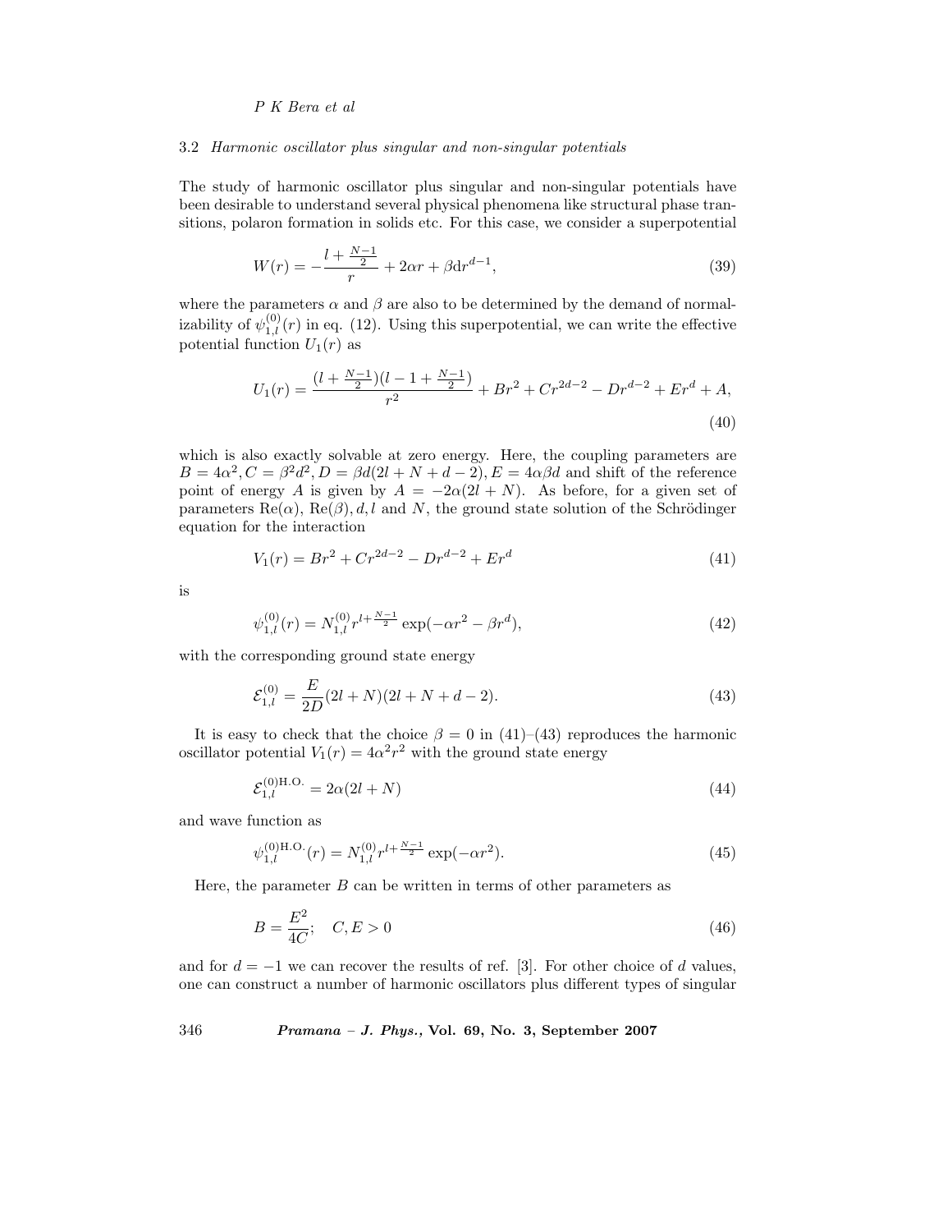### 3.2 *Harmonic oscillator plus singular and non-singular potentials*

The study of harmonic oscillator plus singular and non-singular potentials have been desirable to understand several physical phenomena like structural phase transitions, polaron formation in solids etc. For this case, we consider a superpotential

$$W(r) = -\frac{l + \frac{N-1}{2}}{r} + 2\alpha r + \beta \mathrm{d} r^{d-1}, \tag{39}$$

where the parameters $\alpha$ and $\beta$ are also to be determined by the demand of normalizability of $\psi_{1,l}^{(0)}(r)$ in eq. (12). Using this superpotential, we can write the effective potential function $U_1(r)$ as

$$U_1(r) = \frac{(l + \frac{N-1}{2})(l - 1 + \frac{N-1}{2})}{r^2} + Br^2 + Cr^{2d-2} - Dr^{d-2} + Er^d + A, \tag{40}$$

which is also exactly solvable at zero energy. Here, the coupling parameters are $B = 4\alpha^2, C = \beta^2 d^2, D = \beta d(2l + N + d - 2), E = 4\alpha\beta d$ and shift of the reference point of energy $A$ is given by $A = -2\alpha(2l + N)$. As before, for a given set of parameters $\mathrm{Re}(\alpha)$, $\mathrm{Re}(\beta), d, l$ and $N$, the ground state solution of the Schrödinger equation for the interaction

$$V_1(r) = Br^2 + Cr^{2d-2} - Dr^{d-2} + Er^d \tag{41}$$

is

$$\psi_{1,l}^{(0)}(r) = N_{1,l}^{(0)} r^{l + \frac{N-1}{2}} \exp(-\alpha r^2 - \beta r^d), \tag{42}$$

with the corresponding ground state energy

$$\mathcal{E}_{1,l}^{(0)} = \frac{E}{2D}(2l + N)(2l + N + d - 2). \tag{43}$$

It is easy to check that the choice $\beta = 0$ in (41)–(43) reproduces the harmonic oscillator potential $V_1(r) = 4\alpha^2 r^2$ with the ground state energy

$$\mathcal{E}_{1,l}^{(0)\mathrm{H.O.}} = 2\alpha(2l + N) \tag{44}$$

and wave function as

$$\psi_{1,l}^{(0)\mathrm{H.O.}}(r) = N_{1,l}^{(0)} r^{l + \frac{N-1}{2}} \exp(-\alpha r^2). \tag{45}$$

Here, the parameter $B$ can be written in terms of other parameters as

$$B = \frac{E^2}{4C}; \quad C, E > 0 \tag{46}$$

and for $d = -1$ we can recover the results of ref. [3]. For other choice of $d$ values, one can construct a number of harmonic oscillators plus different types of singular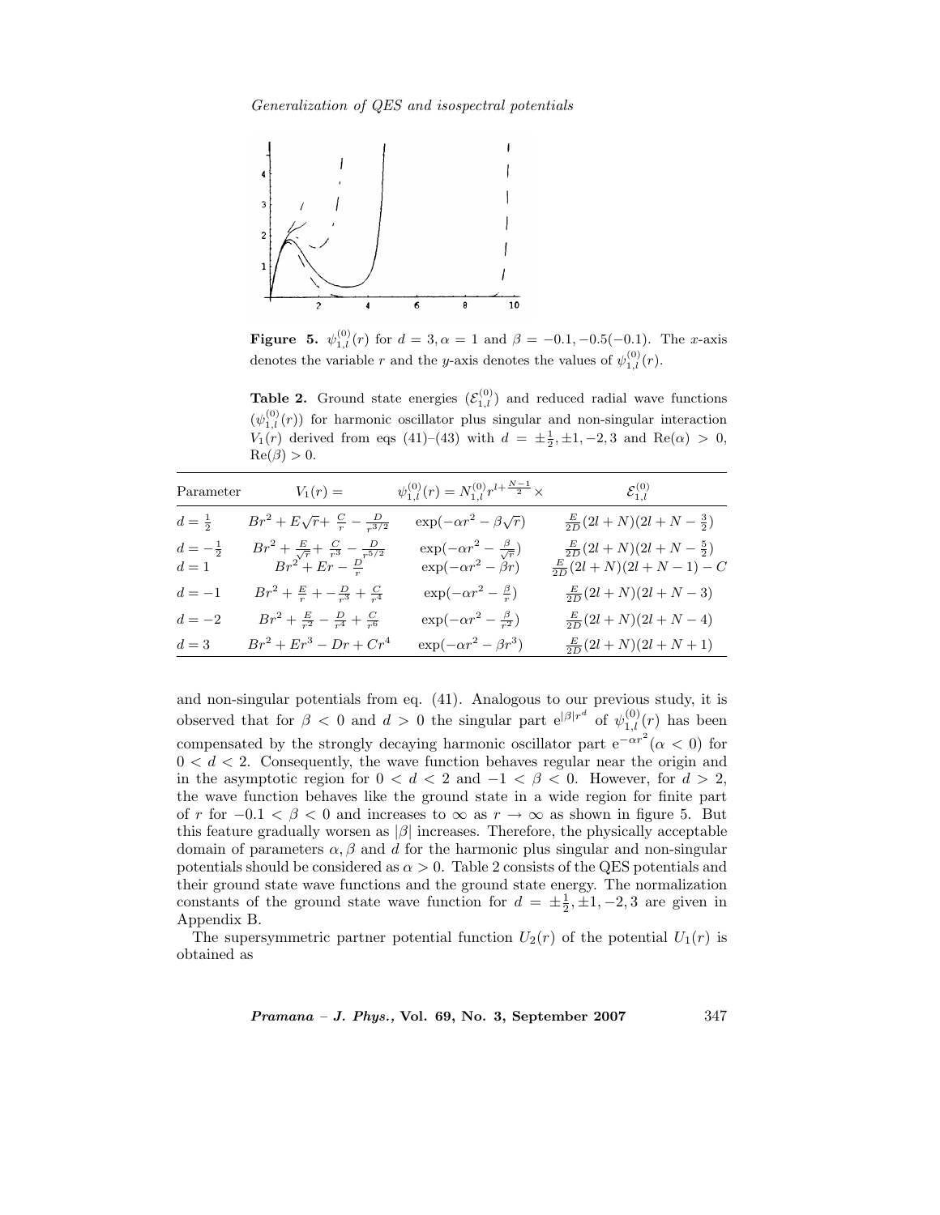**Figure 5.** $\psi_{1,l}^{(0)}(r)$ for $d = 3, \alpha = 1$ and $\beta = -0.1, -0.5(-0.1)$. The $x$-axis denotes the variable $r$ and the $y$-axis denotes the values of $\psi_{1,l}^{(0)}(r)$.

**Table 2.** Ground state energies ($\mathcal{E}_{1,l}^{(0)}$) and reduced radial wave functions ($\psi_{1,l}^{(0)}(r)$) for harmonic oscillator plus singular and non-singular interaction $V_1(r)$ derived from eqs (41)–(43) with $d = \pm\frac{1}{2}, \pm 1, -2, 3$ and $\mathrm{Re}(\alpha) > 0$, $\mathrm{Re}(\beta) > 0$.

| Parameter | $V_1(r) =$ | $\psi_{1,l}^{(0)}(r) = N_{1,l}^{(0)} r^{l+\frac{N-1}{2}} \times$ | $\mathcal{E}_{1,l}^{(0)}$ |
|---|---|---|---|
| $d = \frac{1}{2}$ | $Br^2 + E\sqrt{r} + \frac{C}{r} - \frac{D}{r^{3/2}}$ | $\exp(-\alpha r^2 - \beta\sqrt{r})$ | $\frac{E}{2D}(2l+N)(2l+N-\frac{3}{2})$ |
| $d = -\frac{1}{2}$ | $Br^2 + \frac{E}{\sqrt{r}} + \frac{C}{r^3} - \frac{D}{r^{5/2}}$ | $\exp(-\alpha r^2 - \frac{\beta}{\sqrt{r}})$ | $\frac{E}{2D}(2l+N)(2l+N-\frac{5}{2})$ |
| $d = 1$ | $Br^2 + Er - \frac{D}{r}$ | $\exp(-\alpha r^2 - \beta r)$ | $\frac{E}{2D}(2l+N)(2l+N-1) - C$ |
| $d = -1$ | $Br^2 + \frac{E}{r} + -\frac{D}{r^3} + \frac{C}{r^4}$ | $\exp(-\alpha r^2 - \frac{\beta}{r})$ | $\frac{E}{2D}(2l+N)(2l+N-3)$ |
| $d = -2$ | $Br^2 + \frac{E}{r^2} - \frac{D}{r^4} + \frac{C}{r^6}$ | $\exp(-\alpha r^2 - \frac{\beta}{r^2})$ | $\frac{E}{2D}(2l+N)(2l+N-4)$ |
| $d = 3$ | $Br^2 + Er^3 - Dr + Cr^4$ | $\exp(-\alpha r^2 - \beta r^3)$ | $\frac{E}{2D}(2l+N)(2l+N+1)$ |

and non-singular potentials from eq. (41). Analogous to our previous study, it is observed that for $\beta < 0$ and $d > 0$ the singular part $\mathrm{e}^{|\beta| r^d}$ of $\psi_{1,l}^{(0)}(r)$ has been compensated by the strongly decaying harmonic oscillator part $\mathrm{e}^{-\alpha r^2} (\alpha < 0)$ for $0 < d < 2$. Consequently, the wave function behaves regular near the origin and in the asymptotic region for $0 < d < 2$ and $-1 < \beta < 0$. However, for $d > 2$, the wave function behaves like the ground state in a wide region for finite part of $r$ for $-0.1 < \beta < 0$ and increases to $\infty$ as $r \to \infty$ as shown in figure 5. But this feature gradually worsen as $|\beta|$ increases. Therefore, the physically acceptable domain of parameters $\alpha, \beta$ and $d$ for the harmonic plus singular and non-singular potentials should be considered as $\alpha > 0$. Table 2 consists of the QES potentials and their ground state wave functions and the ground state energy. The normalization constants of the ground state wave function for $d = \pm\frac{1}{2}, \pm 1, -2, 3$ are given in Appendix B.

The supersymmetric partner potential function $U_2(r)$ of the potential $U_1(r)$ is obtained as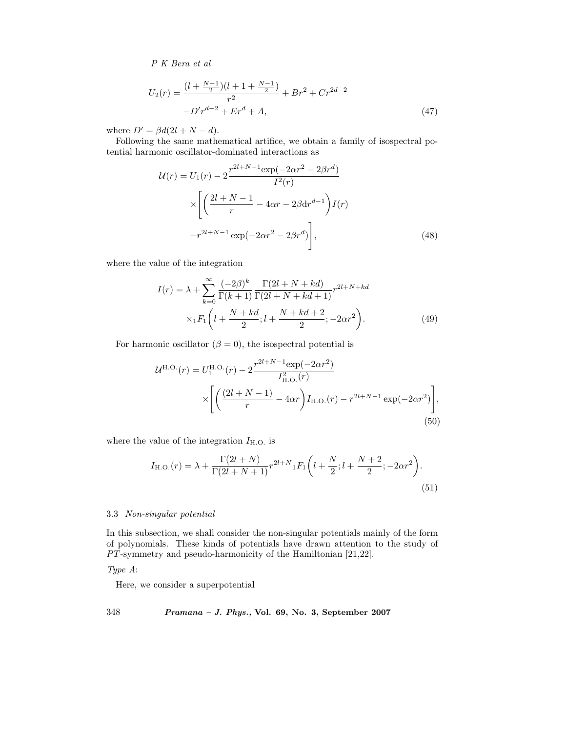$$U_2(r) = \frac{(l + \frac{N-1}{2})(l + 1 + \frac{N-1}{2})}{r^2} + Br^2 + Cr^{2d-2}$$
$$-D' r^{d-2} + Er^d + A, \tag{47}$$

where $D' = \beta d(2l + N - d)$.

Following the same mathematical artifice, we obtain a family of isospectral potential harmonic oscillator-dominated interactions as

$$\mathcal{U}(r) = U_1(r) - 2\frac{r^{2l+N-1}\exp(-2\alpha r^2 - 2\beta r^d)}{I^2(r)}$$
$$\times \Bigg[ \left( \frac{2l + N - 1}{r} - 4\alpha r - 2\beta d r^{d-1} \right) I(r)$$
$$- r^{2l+N-1}\exp(-2\alpha r^2 - 2\beta r^d) \Bigg], \tag{48}$$

where the value of the integration

$$I(r) = \lambda + \sum_{k=0}^{\infty} \frac{(-2\beta)^k}{\Gamma(k+1)} \frac{\Gamma(2l + N + kd)}{\Gamma(2l + N + kd + 1)} r^{2l+N+kd}$$
$$\times {}_1F_1\left( l + \frac{N + kd}{2}; l + \frac{N + kd + 2}{2}; -2\alpha r^2 \right). \tag{49}$$

For harmonic oscillator ($\beta = 0$), the isospectral potential is

$$\mathcal{U}^{\text{H.O.}}(r) = U_1^{\text{H.O.}}(r) - 2\frac{r^{2l+N-1}\exp(-2\alpha r^2)}{I^2_{\text{H.O.}}(r)}$$
$$\times \left[ \left( \frac{(2l + N - 1)}{r} - 4\alpha r \right) I_{\text{H.O.}}(r) - r^{2l+N-1}\exp(-2\alpha r^2) \right], \tag{50}$$

where the value of the integration $I_{\text{H.O.}}$ is

$$I_{\text{H.O.}}(r) = \lambda + \frac{\Gamma(2l + N)}{\Gamma(2l + N + 1)} r^{2l+N} {}_1F_1\left( l + \frac{N}{2}; l + \frac{N+2}{2}; -2\alpha r^2 \right). \tag{51}$$

### 3.3 *Non-singular potential*

In this subsection, we shall consider the non-singular potentials mainly of the form of polynomials. These kinds of potentials have drawn attention to the study of $PT$-symmetry and pseudo-harmonicity of the Hamiltonian [21,22].

*Type A*:

Here, we consider a superpotential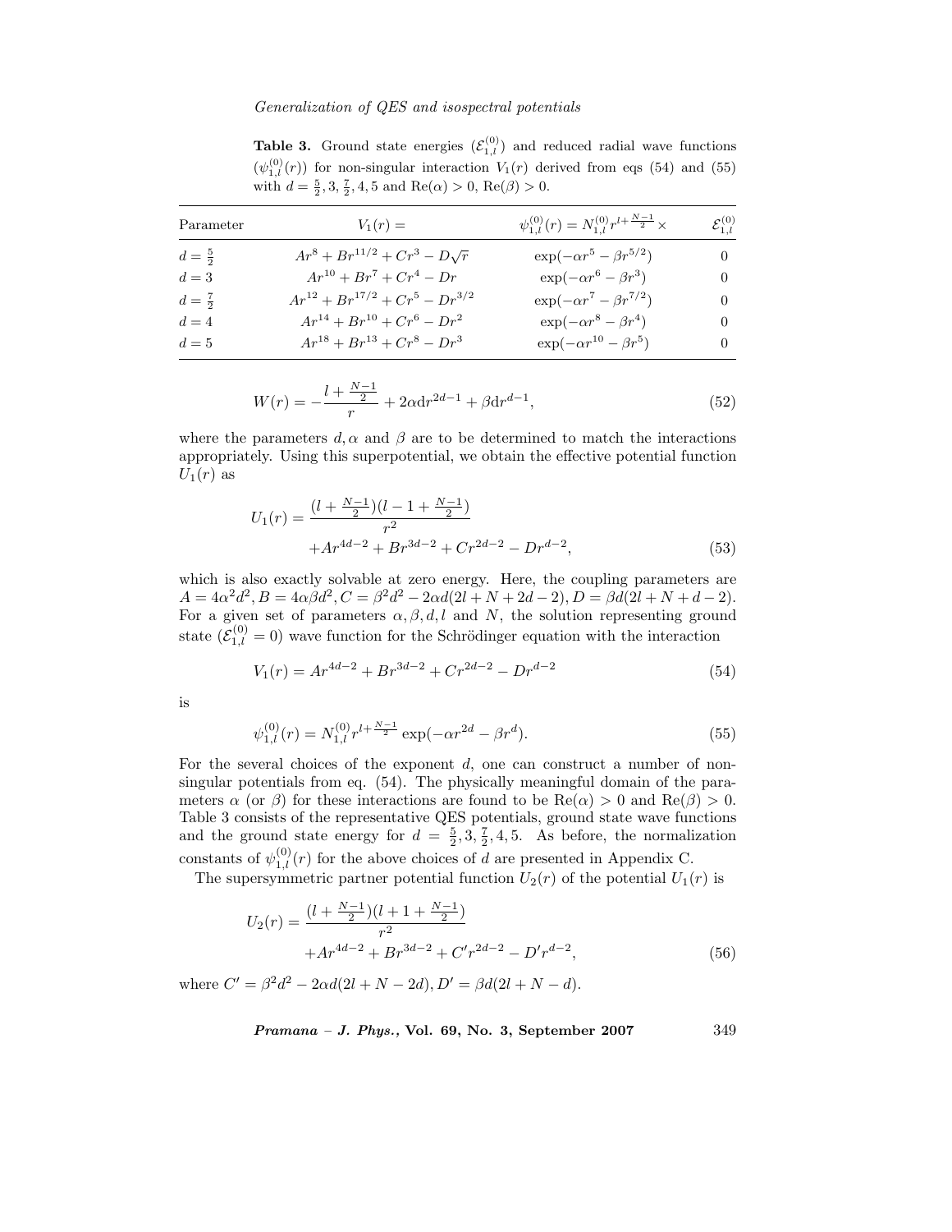**Table 3.** Ground state energies ($\mathcal{E}_{1,l}^{(0)}$) and reduced radial wave functions ($\psi_{1,l}^{(0)}(r)$) for non-singular interaction $V_1(r)$ derived from eqs (54) and (55) with $d = \frac{5}{2}, 3, \frac{7}{2}, 4, 5$ and $\mathrm{Re}(\alpha) > 0$, $\mathrm{Re}(\beta) > 0$.

| Parameter | $V_1(r) =$ | $\psi_{1,l}^{(0)}(r) = N_{1,l}^{(0)} r^{l+\frac{N-1}{2}} \times$ | $\mathcal{E}_{1,l}^{(0)}$ |
|---|---|---|---|
| $d = \frac{5}{2}$ | $Ar^8 + Br^{11/2} + Cr^3 - D\sqrt{r}$ | $\exp(-\alpha r^5 - \beta r^{5/2})$ | 0 |
| $d = 3$ | $Ar^{10} + Br^7 + Cr^4 - Dr$ | $\exp(-\alpha r^6 - \beta r^3)$ | 0 |
| $d = \frac{7}{2}$ | $Ar^{12} + Br^{17/2} + Cr^5 - Dr^{3/2}$ | $\exp(-\alpha r^7 - \beta r^{7/2})$ | 0 |
| $d = 4$ | $Ar^{14} + Br^{10} + Cr^6 - Dr^2$ | $\exp(-\alpha r^8 - \beta r^4)$ | 0 |
| $d = 5$ | $Ar^{18} + Br^{13} + Cr^8 - Dr^3$ | $\exp(-\alpha r^{10} - \beta r^5)$ | 0 |

$$W(r) = -\frac{l + \frac{N-1}{2}}{r} + 2\alpha \mathrm{d} r^{2d-1} + \beta \mathrm{d} r^{d-1}, \tag{52}$$

where the parameters $d, \alpha$ and $\beta$ are to be determined to match the interactions appropriately. Using this superpotential, we obtain the effective potential function $U_1(r)$ as

$$U_1(r) = \frac{(l + \frac{N-1}{2})(l - 1 + \frac{N-1}{2})}{r^2} + Ar^{4d-2} + Br^{3d-2} + Cr^{2d-2} - Dr^{d-2}, \tag{53}$$

which is also exactly solvable at zero energy. Here, the coupling parameters are $A = 4\alpha^2 d^2, B = 4\alpha\beta d^2, C = \beta^2 d^2 - 2\alpha d(2l + N + 2d - 2), D = \beta d(2l + N + d - 2)$. For a given set of parameters $\alpha, \beta, d, l$ and $N$, the solution representing ground state ($\mathcal{E}_{1,l}^{(0)} = 0$) wave function for the Schrödinger equation with the interaction

$$V_1(r) = Ar^{4d-2} + Br^{3d-2} + Cr^{2d-2} - Dr^{d-2} \tag{54}$$

is

$$\psi_{1,l}^{(0)}(r) = N_{1,l}^{(0)} r^{l+\frac{N-1}{2}} \exp(-\alpha r^{2d} - \beta r^d). \tag{55}$$

For the several choices of the exponent $d$, one can construct a number of non-singular potentials from eq. (54). The physically meaningful domain of the parameters $\alpha$ (or $\beta$) for these interactions are found to be $\mathrm{Re}(\alpha) > 0$ and $\mathrm{Re}(\beta) > 0$. Table 3 consists of the representative QES potentials, ground state wave functions and the ground state energy for $d = \frac{5}{2}, 3, \frac{7}{2}, 4, 5$. As before, the normalization constants of $\psi_{1,l}^{(0)}(r)$ for the above choices of $d$ are presented in Appendix C.

The supersymmetric partner potential function $U_2(r)$ of the potential $U_1(r)$ is

$$U_2(r) = \frac{(l + \frac{N-1}{2})(l + 1 + \frac{N-1}{2})}{r^2} + Ar^{4d-2} + Br^{3d-2} + C'r^{2d-2} - D'r^{d-2}, \tag{56}$$

where $C' = \beta^2 d^2 - 2\alpha d(2l + N - 2d), D' = \beta d(2l + N - d)$.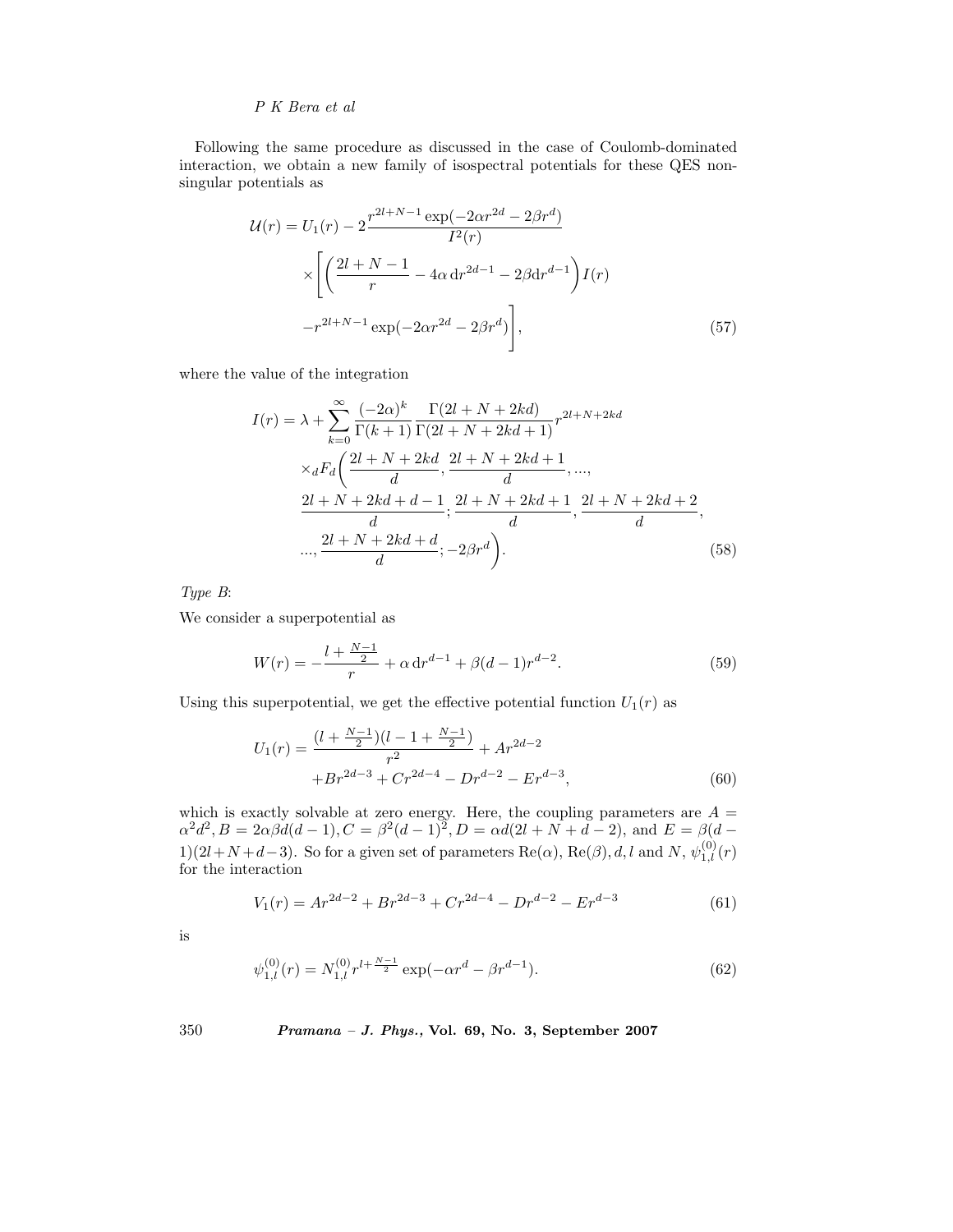Following the same procedure as discussed in the case of Coulomb-dominated interaction, we obtain a new family of isospectral potentials for these QES non-singular potentials as

$$
\begin{aligned}
\mathcal{U}(r) = U_1(r) &- 2\frac{r^{2l+N-1}\exp(-2\alpha r^{2d} - 2\beta r^d)}{I^2(r)} \\
&\times\Bigg[\left(\frac{2l+N-1}{r} - 4\alpha\, \mathrm{d}r^{2d-1} - 2\beta \mathrm{d}r^{d-1}\right)I(r) \\
&-r^{2l+N-1}\exp(-2\alpha r^{2d} - 2\beta r^d)\Bigg],
\end{aligned}
\tag{57}
$$

where the value of the integration

$$
\begin{aligned}
I(r) = \lambda &+ \sum_{k=0}^{\infty}\frac{(-2\alpha)^k}{\Gamma(k+1)}\frac{\Gamma(2l+N+2kd)}{\Gamma(2l+N+2kd+1)}r^{2l+N+2kd} \\
&\times {}_dF_d\Bigg(\frac{2l+N+2kd}{d}, \frac{2l+N+2kd+1}{d}, ..., \\
&\frac{2l+N+2kd+d-1}{d}; \frac{2l+N+2kd+1}{d}, \frac{2l+N+2kd+2}{d}, \\
&..., \frac{2l+N+2kd+d}{d}; -2\beta r^d\Bigg).
\end{aligned}
\tag{58}
$$

*Type B*:

We consider a superpotential as

$$
W(r) = -\frac{l+\frac{N-1}{2}}{r} + \alpha\, \mathrm{d}r^{d-1} + \beta(d-1)r^{d-2}. \tag{59}
$$

Using this superpotential, we get the effective potential function $U_1(r)$ as

$$
\begin{aligned}
U_1(r) = &\frac{(l+\frac{N-1}{2})(l-1+\frac{N-1}{2})}{r^2} + Ar^{2d-2} \\
&+Br^{2d-3} + Cr^{2d-4} - Dr^{d-2} - Er^{d-3},
\end{aligned}
\tag{60}
$$

which is exactly solvable at zero energy. Here, the coupling parameters are $A = \alpha^2 d^2, B = 2\alpha\beta d(d-1), C = \beta^2(d-1)^2, D = \alpha d(2l+N+d-2)$, and $E = \beta(d-1)(2l+N+d-3)$. So for a given set of parameters $\mathrm{Re}(\alpha), \mathrm{Re}(\beta), d, l$ and $N$, $\psi_{1,l}^{(0)}(r)$ for the interaction

$$
V_1(r) = Ar^{2d-2} + Br^{2d-3} + Cr^{2d-4} - Dr^{d-2} - Er^{d-3} \tag{61}
$$

is

$$
\psi_{1,l}^{(0)}(r) = N_{1,l}^{(0)} r^{l+\frac{N-1}{2}}\exp(-\alpha r^d - \beta r^{d-1}). \tag{62}
$$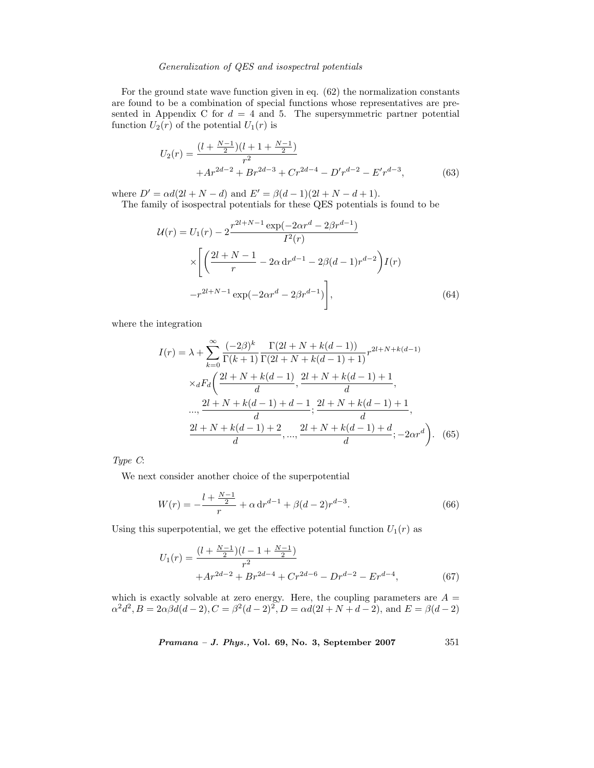For the ground state wave function given in eq. (62) the normalization constants are found to be a combination of special functions whose representatives are presented in Appendix C for $d = 4$ and 5. The supersymmetric partner potential function $U_2(r)$ of the potential $U_1(r)$ is

$$U_2(r) = \frac{(l+\frac{N-1}{2})(l+1+\frac{N-1}{2})}{r^2} + Ar^{2d-2} + Br^{2d-3} + Cr^{2d-4} - D'r^{d-2} - E'r^{d-3}, \tag{63}$$

where $D' = \alpha d(2l+N-d)$ and $E' = \beta(d-1)(2l+N-d+1)$.

The family of isospectral potentials for these QES potentials is found to be

$$\mathcal{U}(r) = U_1(r) - 2\frac{r^{2l+N-1}\exp(-2\alpha r^d - 2\beta r^{d-1})}{I^2(r)} \times \left[\left(\frac{2l+N-1}{r} - 2\alpha\, \mathrm{d}r^{d-1} - 2\beta(d-1)r^{d-2}\right)I(r) - r^{2l+N-1}\exp(-2\alpha r^d - 2\beta r^{d-1})\right], \tag{64}$$

where the integration

$$I(r) = \lambda + \sum_{k=0}^{\infty} \frac{(-2\beta)^k}{\Gamma(k+1)} \frac{\Gamma(2l+N+k(d-1))}{\Gamma(2l+N+k(d-1)+1)} r^{2l+N+k(d-1)} \times {}_dF_d\bigg(\frac{2l+N+k(d-1)}{d}, \frac{2l+N+k(d-1)+1}{d}, ..., \frac{2l+N+k(d-1)+d-1}{d}; \frac{2l+N+k(d-1)+1}{d}, \frac{2l+N+k(d-1)+2}{d}, ..., \frac{2l+N+k(d-1)+d}{d}; -2\alpha r^d\bigg). \tag{65}$$

*Type C*:

We next consider another choice of the superpotential

$$W(r) = -\frac{l+\frac{N-1}{2}}{r} + \alpha\, \mathrm{d}r^{d-1} + \beta(d-2)r^{d-3}. \tag{66}$$

Using this superpotential, we get the effective potential function $U_1(r)$ as

$$U_1(r) = \frac{(l+\frac{N-1}{2})(l-1+\frac{N-1}{2})}{r^2} + Ar^{2d-2} + Br^{2d-4} + Cr^{2d-6} - Dr^{d-2} - Er^{d-4}, \tag{67}$$

which is exactly solvable at zero energy. Here, the coupling parameters are $A = \alpha^2 d^2, B = 2\alpha\beta d(d-2), C = \beta^2(d-2)^2, D = \alpha d(2l+N+d-2)$, and $E = \beta(d-2)$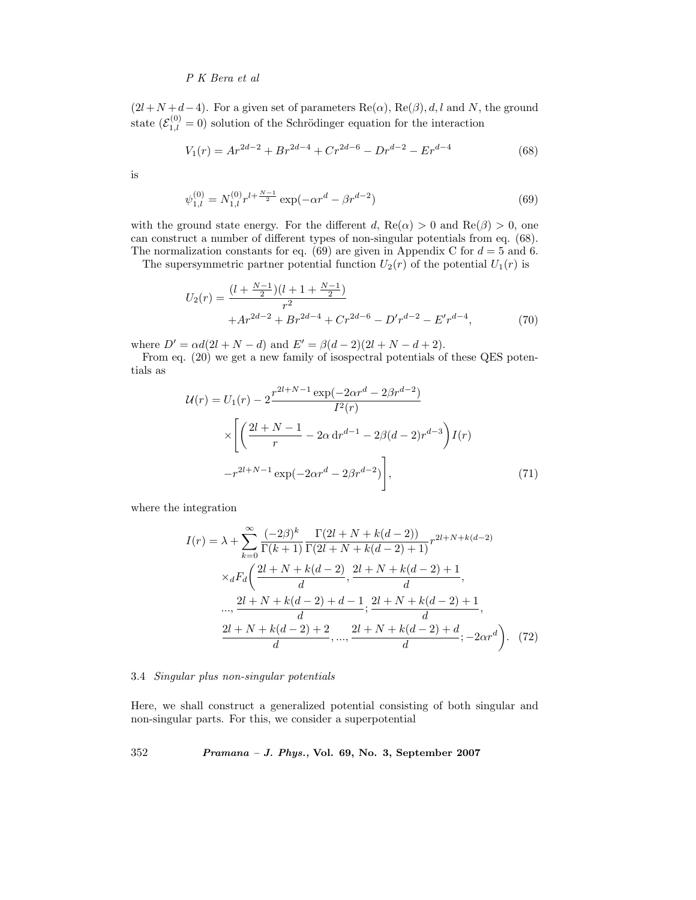$(2l+N+d-4)$. For a given set of parameters $\mathrm{Re}(\alpha)$, $\mathrm{Re}(\beta)$, $d$, $l$ and $N$, the ground state ($\mathcal{E}_{1,l}^{(0)} = 0$) solution of the Schrödinger equation for the interaction

$$V_1(r) = Ar^{2d-2} + Br^{2d-4} + Cr^{2d-6} - Dr^{d-2} - Er^{d-4} \tag{68}$$

is

$$\psi_{1,l}^{(0)} = N_{1,l}^{(0)} r^{l+\frac{N-1}{2}} \exp(-\alpha r^d - \beta r^{d-2}) \tag{69}$$

with the ground state energy. For the different $d$, $\mathrm{Re}(\alpha) > 0$ and $\mathrm{Re}(\beta) > 0$, one can construct a number of different types of non-singular potentials from eq. (68). The normalization constants for eq. (69) are given in Appendix C for $d = 5$ and 6.

The supersymmetric partner potential function $U_2(r)$ of the potential $U_1(r)$ is

$$U_2(r) = \frac{(l+\frac{N-1}{2})(l+1+\frac{N-1}{2})}{r^2} + Ar^{2d-2} + Br^{2d-4} + Cr^{2d-6} - D'r^{d-2} - E'r^{d-4}, \tag{70}$$

where $D' = \alpha d(2l+N-d)$ and $E' = \beta(d-2)(2l+N-d+2)$.

From eq. (20) we get a new family of isospectral potentials of these QES potentials as

$$\mathcal{U}(r) = U_1(r) - 2\frac{r^{2l+N-1}\exp(-2\alpha r^d - 2\beta r^{d-2})}{I^2(r)} \times\Bigg[\left(\frac{2l+N-1}{r} - 2\alpha\, \mathrm{d}r^{d-1} - 2\beta(d-2)r^{d-3}\right)I(r) - r^{2l+N-1}\exp(-2\alpha r^d - 2\beta r^{d-2})\Bigg], \tag{71}$$

where the integration

$$I(r) = \lambda + \sum_{k=0}^{\infty} \frac{(-2\beta)^k}{\Gamma(k+1)} \frac{\Gamma(2l+N+k(d-2))}{\Gamma(2l+N+k(d-2)+1)} r^{2l+N+k(d-2)} \times {}_dF_d\bigg(\frac{2l+N+k(d-2)}{d}, \frac{2l+N+k(d-2)+1}{d}, \ldots, \frac{2l+N+k(d-2)+d-1}{d}; \frac{2l+N+k(d-2)+1}{d}, \frac{2l+N+k(d-2)+2}{d}, \ldots, \frac{2l+N+k(d-2)+d}{d}; -2\alpha r^d\bigg). \tag{72}$$

### 3.4 *Singular plus non-singular potentials*

Here, we shall construct a generalized potential consisting of both singular and non-singular parts. For this, we consider a superpotential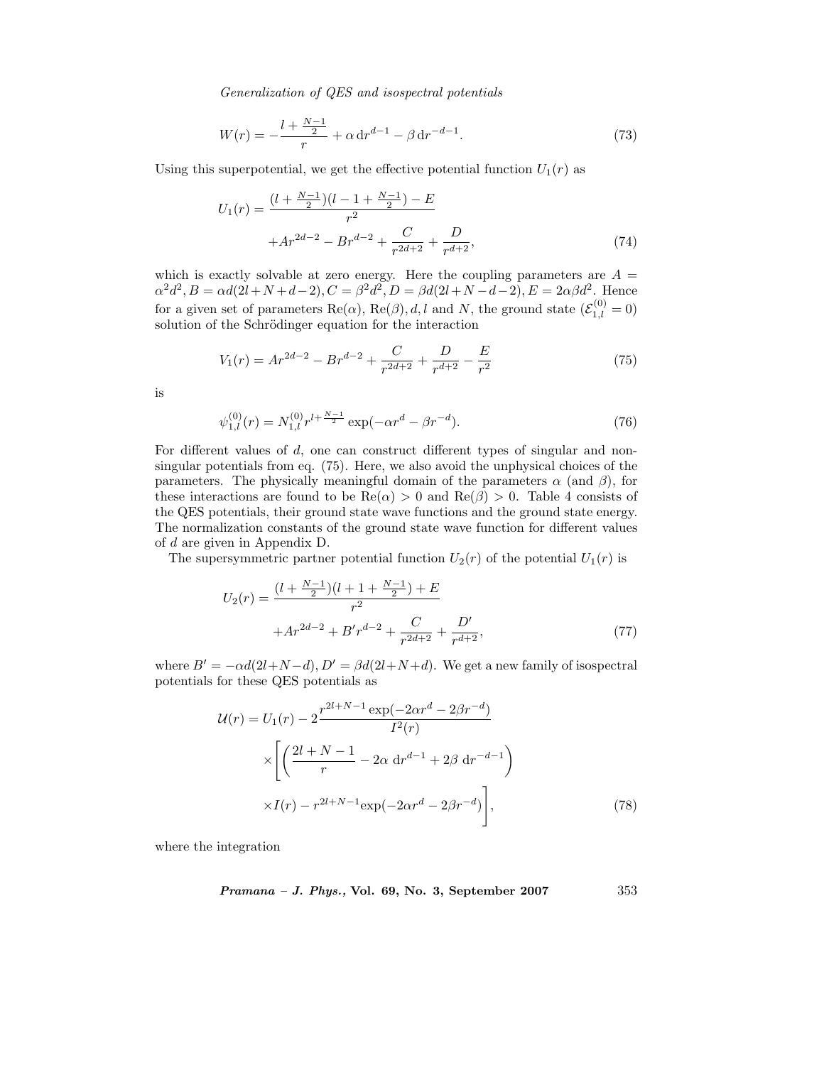$$W(r) = -\frac{l + \frac{N-1}{2}}{r} + \alpha \, \mathrm{d}r^{d-1} - \beta \, \mathrm{d}r^{-d-1}. \tag{73}$$

Using this superpotential, we get the effective potential function $U_1(r)$ as

$$U_1(r) = \frac{(l + \frac{N-1}{2})(l - 1 + \frac{N-1}{2}) - E}{r^2} + Ar^{2d-2} - Br^{d-2} + \frac{C}{r^{2d+2}} + \frac{D}{r^{d+2}}, \tag{74}$$

which is exactly solvable at zero energy. Here the coupling parameters are $A = \alpha^2 d^2, B = \alpha d(2l + N + d - 2), C = \beta^2 d^2, D = \beta d(2l + N - d - 2), E = 2\alpha\beta d^2$. Hence for a given set of parameters $\mathrm{Re}(\alpha)$, $\mathrm{Re}(\beta), d, l$ and $N$, the ground state ($\mathcal{E}_{1,l}^{(0)} = 0$) solution of the Schrödinger equation for the interaction

$$V_1(r) = Ar^{2d-2} - Br^{d-2} + \frac{C}{r^{2d+2}} + \frac{D}{r^{d+2}} - \frac{E}{r^2} \tag{75}$$

is

$$\psi_{1,l}^{(0)}(r) = N_{1,l}^{(0)} r^{l + \frac{N-1}{2}} \exp(-\alpha r^d - \beta r^{-d}). \tag{76}$$

For different values of $d$, one can construct different types of singular and non-singular potentials from eq. (75). Here, we also avoid the unphysical choices of the parameters. The physically meaningful domain of the parameters $\alpha$ (and $\beta$), for these interactions are found to be $\mathrm{Re}(\alpha) > 0$ and $\mathrm{Re}(\beta) > 0$. Table 4 consists of the QES potentials, their ground state wave functions and the ground state energy. The normalization constants of the ground state wave function for different values of $d$ are given in Appendix D.

The supersymmetric partner potential function $U_2(r)$ of the potential $U_1(r)$ is

$$U_2(r) = \frac{(l + \frac{N-1}{2})(l + 1 + \frac{N-1}{2}) + E}{r^2} + Ar^{2d-2} + B'r^{d-2} + \frac{C}{r^{2d+2}} + \frac{D'}{r^{d+2}}, \tag{77}$$

where $B' = -\alpha d(2l + N - d), D' = \beta d(2l + N + d)$. We get a new family of isospectral potentials for these QES potentials as

$$\begin{aligned}\mathcal{U}(r) = U_1(r) - 2\frac{r^{2l+N-1}\exp(-2\alpha r^d - 2\beta r^{-d})}{I^2(r)} \\ \times\Bigg[\left(\frac{2l + N - 1}{r} - 2\alpha \, \mathrm{d}r^{d-1} + 2\beta \, \mathrm{d}r^{-d-1}\right) \\ \times I(r) - r^{2l+N-1}\exp(-2\alpha r^d - 2\beta r^{-d})\Bigg],\end{aligned} \tag{78}$$

where the integration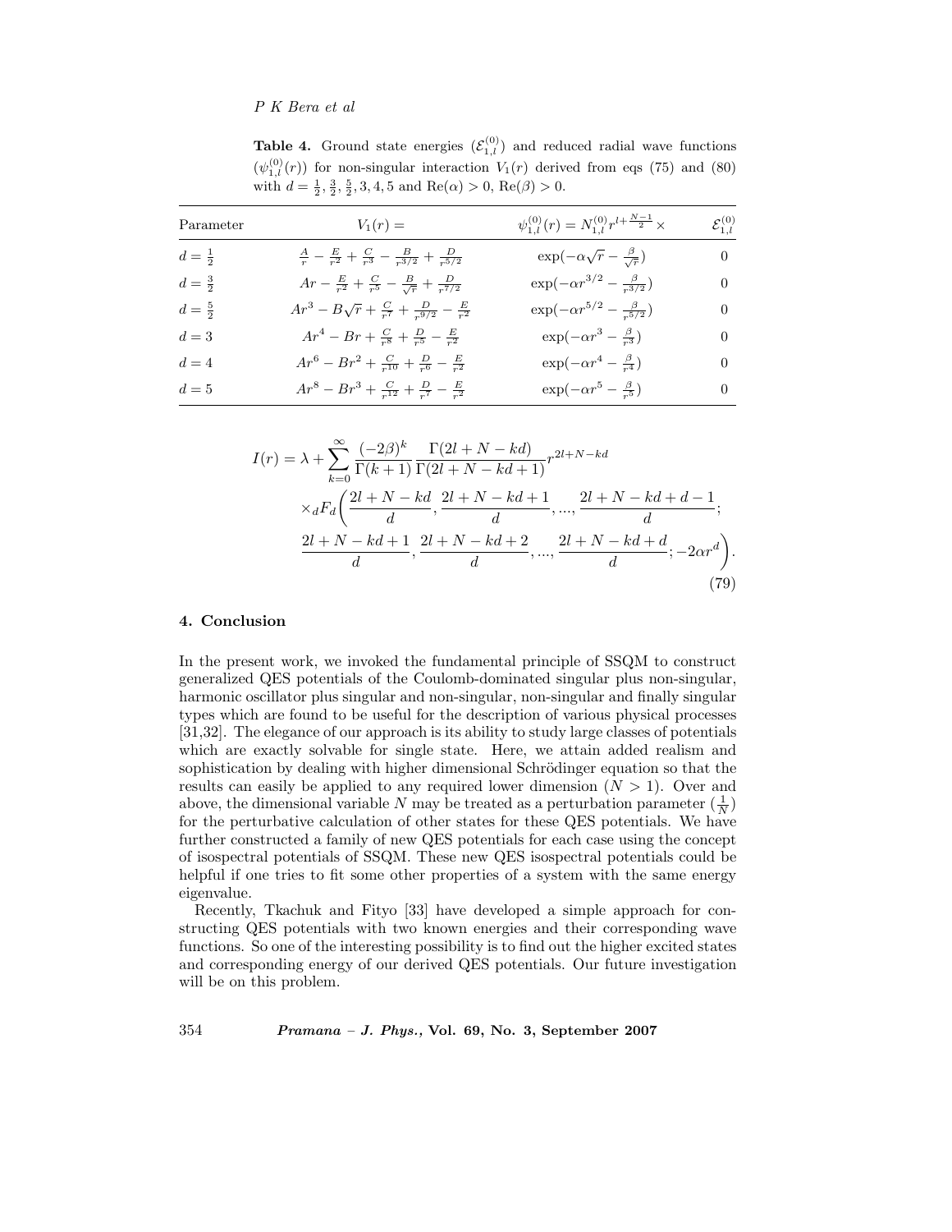**Table 4.** Ground state energies ($\mathcal{E}_{1,l}^{(0)}$) and reduced radial wave functions ($\psi_{1,l}^{(0)}(r)$) for non-singular interaction $V_1(r)$ derived from eqs (75) and (80) with $d = \frac{1}{2}, \frac{3}{2}, \frac{5}{2}, 3, 4, 5$ and $\mathrm{Re}(\alpha) > 0$, $\mathrm{Re}(\beta) > 0$.

| Parameter | $V_1(r) =$ | $\psi_{1,l}^{(0)}(r) = N_{1,l}^{(0)} r^{l+\frac{N-1}{2}} \times$ | $\mathcal{E}_{1,l}^{(0)}$ |
|---|---|---|---|
| $d = \frac{1}{2}$ | $\frac{A}{r} - \frac{E}{r^2} + \frac{C}{r^3} - \frac{B}{r^{3/2}} + \frac{D}{r^{5/2}}$ | $\exp(-\alpha\sqrt{r} - \frac{\beta}{\sqrt{r}})$ | 0 |
| $d = \frac{3}{2}$ | $Ar - \frac{E}{r^2} + \frac{C}{r^5} - \frac{B}{\sqrt{r}} + \frac{D}{r^{7/2}}$ | $\exp(-\alpha r^{3/2} - \frac{\beta}{r^{3/2}})$ | 0 |
| $d = \frac{5}{2}$ | $Ar^3 - B\sqrt{r} + \frac{C}{r^7} + \frac{D}{r^{9/2}} - \frac{E}{r^2}$ | $\exp(-\alpha r^{5/2} - \frac{\beta}{r^{5/2}})$ | 0 |
| $d = 3$ | $Ar^4 - Br + \frac{C}{r^8} + \frac{D}{r^5} - \frac{E}{r^2}$ | $\exp(-\alpha r^3 - \frac{\beta}{r^3})$ | 0 |
| $d = 4$ | $Ar^6 - Br^2 + \frac{C}{r^{10}} + \frac{D}{r^6} - \frac{E}{r^2}$ | $\exp(-\alpha r^4 - \frac{\beta}{r^4})$ | 0 |
| $d = 5$ | $Ar^8 - Br^3 + \frac{C}{r^{12}} + \frac{D}{r^7} - \frac{E}{r^2}$ | $\exp(-\alpha r^5 - \frac{\beta}{r^5})$ | 0 |

$$
\begin{aligned}
I(r) = \lambda + \sum_{k=0}^{\infty} \frac{(-2\beta)^k}{\Gamma(k+1)} \frac{\Gamma(2l+N-kd)}{\Gamma(2l+N-kd+1)} r^{2l+N-kd} \\
\times {}_dF_d\bigg(\frac{2l+N-kd}{d}, \frac{2l+N-kd+1}{d}, ..., \frac{2l+N-kd+d-1}{d}; \\
\frac{2l+N-kd+1}{d}, \frac{2l+N-kd+2}{d}, ..., \frac{2l+N-kd+d}{d}; -2\alpha r^d\bigg).
\end{aligned}
\tag{79}
$$

## 4. Conclusion

In the present work, we invoked the fundamental principle of SSQM to construct generalized QES potentials of the Coulomb-dominated singular plus non-singular, harmonic oscillator plus singular and non-singular, non-singular and finally singular types which are found to be useful for the description of various physical processes [31,32]. The elegance of our approach is its ability to study large classes of potentials which are exactly solvable for single state. Here, we attain added realism and sophistication by dealing with higher dimensional Schrödinger equation so that the results can easily be applied to any required lower dimension ($N > 1$). Over and above, the dimensional variable $N$ may be treated as a perturbation parameter ($\frac{1}{N}$) for the perturbative calculation of other states for these QES potentials. We have further constructed a family of new QES potentials for each case using the concept of isospectral potentials of SSQM. These new QES isospectral potentials could be helpful if one tries to fit some other properties of a system with the same energy eigenvalue.

Recently, Tkachuk and Fityo [33] have developed a simple approach for constructing QES potentials with two known energies and their corresponding wave functions. So one of the interesting possibility is to find out the higher excited states and corresponding energy of our derived QES potentials. Our future investigation will be on this problem.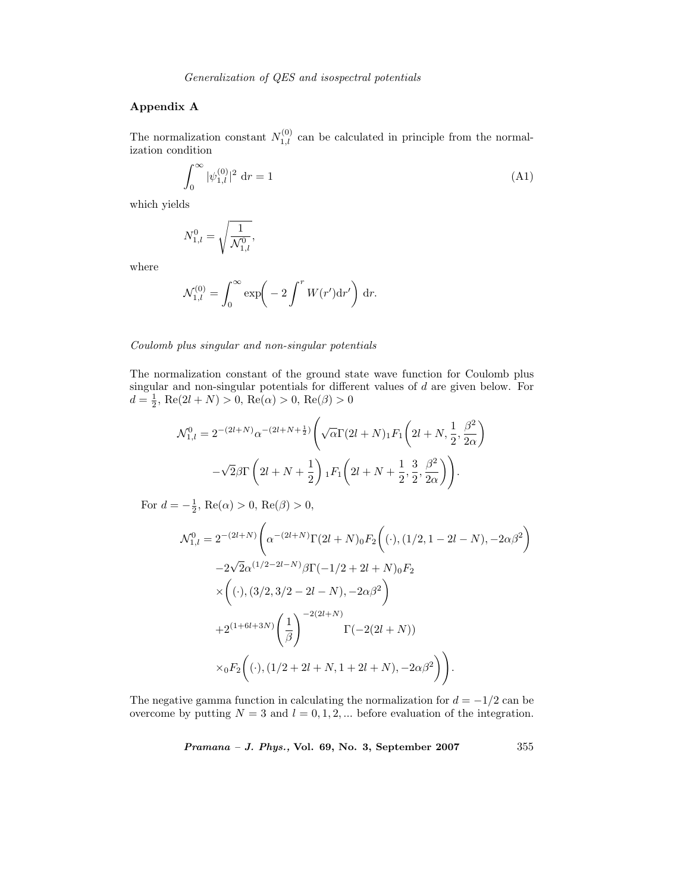## Appendix A

The normalization constant $N_{1,l}^{(0)}$ can be calculated in principle from the normalization condition

$$\int_0^\infty |\psi_{1,l}^{(0)}|^2 \; \mathrm{d}r = 1 \tag{A1}$$

which yields

$$N_{1,l}^0 = \sqrt{\frac{1}{\mathcal{N}_{1,l}^0}},$$

where

$$\mathcal{N}_{1,l}^{(0)} = \int_0^\infty \exp\biggl( -2\int^r W(r')\mathrm{d}r' \biggr) \; \mathrm{d}r.$$

*Coulomb plus singular and non-singular potentials*

The normalization constant of the ground state wave function for Coulomb plus singular and non-singular potentials for different values of $d$ are given below. For $d = \frac{1}{2}$, $\mathrm{Re}(2l + N) > 0$, $\mathrm{Re}(\alpha) > 0$, $\mathrm{Re}(\beta) > 0$

$$\begin{aligned}\mathcal{N}_{1,l}^0 = 2^{-(2l+N)}\alpha^{-(2l+N+\frac{1}{2})}\Biggl(&\sqrt{\alpha}\Gamma(2l+N)_1F_1\biggl(2l+N,\frac{1}{2},\frac{\beta^2}{2\alpha}\biggr)\\ &-\sqrt{2}\beta\Gamma\left(2l+N+\frac{1}{2}\right)\,{}_1F_1\biggl(2l+N+\frac{1}{2},\frac{3}{2},\frac{\beta^2}{2\alpha}\biggr)\Biggr).\end{aligned}$$

For $d = -\frac{1}{2}$, $\mathrm{Re}(\alpha) > 0$, $\mathrm{Re}(\beta) > 0$,

$$\begin{aligned}\mathcal{N}_{1,l}^0 = 2^{-(2l+N)}\Biggl(&\alpha^{-(2l+N)}\Gamma(2l+N)_0F_2\biggl((\cdot),(1/2,1-2l-N),-2\alpha\beta^2\biggr)\\ &-2\sqrt{2}\alpha^{(1/2-2l-N)}\beta\Gamma(-1/2+2l+N)_0F_2\\ &\times\biggl((\cdot),(3/2,3/2-2l-N),-2\alpha\beta^2\biggr)\\ &+2^{(1+6l+3N)}\left(\frac{1}{\beta}\right)^{-2(2l+N)}\Gamma(-2(2l+N))\\ &\times{}_0F_2\biggl((\cdot),(1/2+2l+N,1+2l+N),-2\alpha\beta^2\biggr)\Biggr).\end{aligned}$$

The negative gamma function in calculating the normalization for $d = -1/2$ can be overcome by putting $N = 3$ and $l = 0, 1, 2, \ldots$ before evaluation of the integration.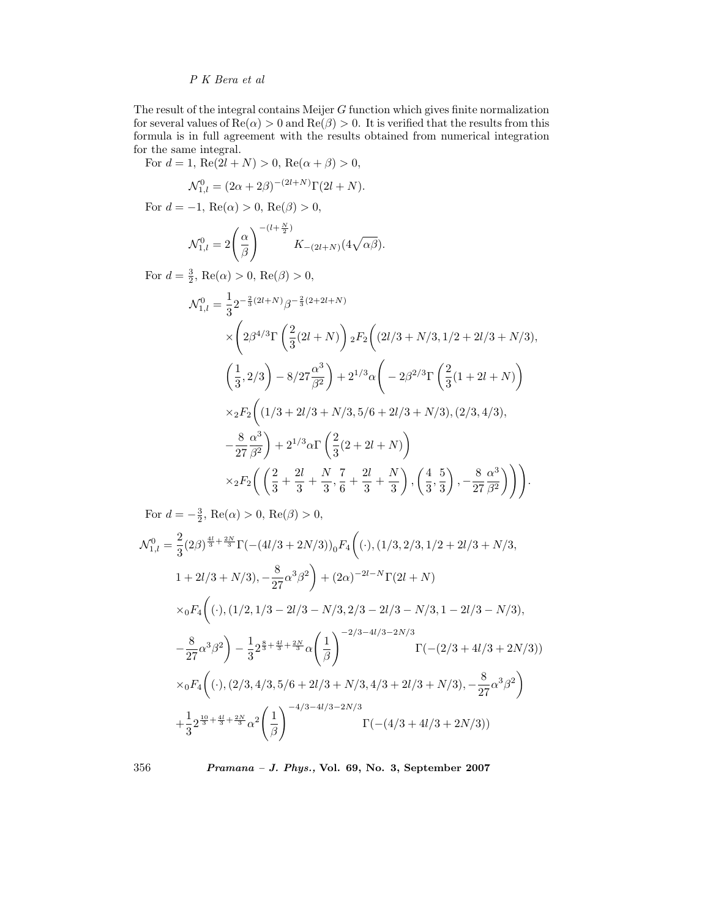The result of the integral contains Meijer $G$ function which gives finite normalization for several values of $\mathrm{Re}(\alpha) > 0$ and $\mathrm{Re}(\beta) > 0$. It is verified that the results from this formula is in full agreement with the results obtained from numerical integration for the same integral.

For $d = 1$, $\mathrm{Re}(2l + N) > 0$, $\mathrm{Re}(\alpha + \beta) > 0$,

$$\mathcal{N}^0_{1,l} = (2\alpha + 2\beta)^{-(2l+N)}\Gamma(2l + N).$$

For $d = -1$, $\mathrm{Re}(\alpha) > 0$, $\mathrm{Re}(\beta) > 0$,

$$\mathcal{N}^0_{1,l} = 2\left(\frac{\alpha}{\beta}\right)^{-(l+\frac{N}{2})} K_{-(2l+N)}(4\sqrt{\alpha\beta}).$$

For $d = \frac{3}{2}$, $\mathrm{Re}(\alpha) > 0$, $\mathrm{Re}(\beta) > 0$,

$$\begin{aligned}
\mathcal{N}^0_{1,l} &= \frac{1}{3}2^{-\frac{2}{3}(2l+N)}\beta^{-\frac{2}{3}(2+2l+N)} \\
&\quad\times\Bigg(2\beta^{4/3}\Gamma\left(\frac{2}{3}(2l+N)\right){}_2F_2\Bigg((2l/3+N/3, 1/2+2l/3+N/3), \\
&\quad\left(\frac{1}{3}, 2/3\right) - 8/27\frac{\alpha^3}{\beta^2}\Bigg) + 2^{1/3}\alpha\Bigg(-2\beta^{2/3}\Gamma\left(\frac{2}{3}(1+2l+N)\right) \\
&\quad\times{}_2F_2\Bigg((1/3+2l/3+N/3, 5/6+2l/3+N/3), (2/3, 4/3), \\
&\quad-\frac{8}{27}\frac{\alpha^3}{\beta^2}\Bigg) + 2^{1/3}\alpha\Gamma\left(\frac{2}{3}(2+2l+N)\right) \\
&\quad\times{}_2F_2\Bigg(\left(\frac{2}{3}+\frac{2l}{3}+\frac{N}{3}, \frac{7}{6}+\frac{2l}{3}+\frac{N}{3}\right), \left(\frac{4}{3}, \frac{5}{3}\right), -\frac{8}{27}\frac{\alpha^3}{\beta^2}\Bigg)\Bigg)\Bigg).
\end{aligned}$$

For $d = -\frac{3}{2}$, $\mathrm{Re}(\alpha) > 0$, $\mathrm{Re}(\beta) > 0$,

$$\begin{aligned}
\mathcal{N}^0_{1,l} &= \frac{2}{3}(2\beta)^{\frac{4l}{3}+\frac{2N}{3}}\Gamma(-(4l/3+2N/3))_0F_4\Bigg((\cdot), (1/3, 2/3, 1/2+2l/3+N/3, \\
&\quad 1+2l/3+N/3), -\frac{8}{27}\alpha^3\beta^2\Bigg) + (2\alpha)^{-2l-N}\Gamma(2l+N) \\
&\quad\times{}_0F_4\Bigg((\cdot), (1/2, 1/3-2l/3-N/3, 2/3-2l/3-N/3, 1-2l/3-N/3), \\
&\quad-\frac{8}{27}\alpha^3\beta^2\Bigg) - \frac{1}{3}2^{\frac{8}{3}+\frac{4l}{3}+\frac{2N}{3}}\alpha\left(\frac{1}{\beta}\right)^{-2/3-4l/3-2N/3}\Gamma(-(2/3+4l/3+2N/3)) \\
&\quad\times{}_0F_4\Bigg((\cdot), (2/3, 4/3, 5/6+2l/3+N/3, 4/3+2l/3+N/3), -\frac{8}{27}\alpha^3\beta^2\Bigg) \\
&\quad+\frac{1}{3}2^{\frac{10}{3}+\frac{4l}{3}+\frac{2N}{3}}\alpha^2\left(\frac{1}{\beta}\right)^{-4/3-4l/3-2N/3}\Gamma(-(4/3+4l/3+2N/3))
\end{aligned}$$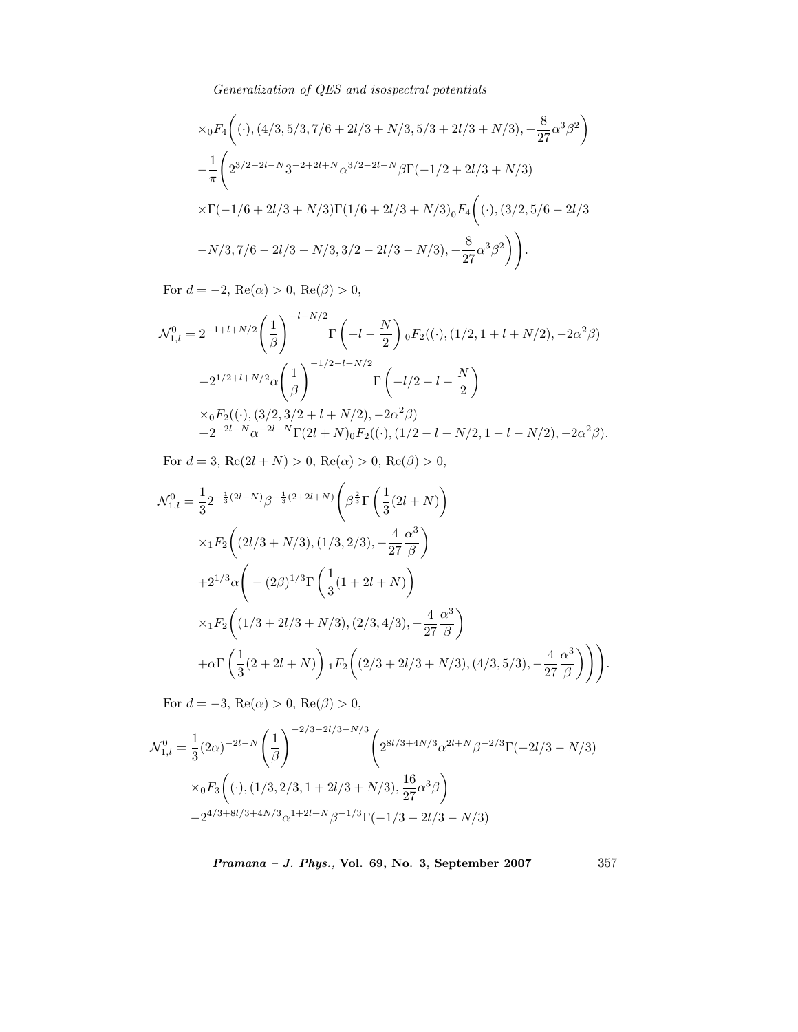$$
\times {}_0F_4\bigg((\cdot),(4/3,5/3,7/6+2l/3+N/3,5/3+2l/3+N/3),-\frac{8}{27}\alpha^3\beta^2\bigg)
$$

$$
-\frac{1}{\pi}\bigg(2^{3/2-2l-N}3^{-2+2l+N}\alpha^{3/2-2l-N}\beta\Gamma(-1/2+2l/3+N/3)
$$

$$
\times\Gamma(-1/6+2l/3+N/3)\Gamma(1/6+2l/3+N/3){}_0F_4\bigg((\cdot),(3/2,5/6-2l/3
$$

$$
-N/3,7/6-2l/3-N/3,3/2-2l/3-N/3),-\frac{8}{27}\alpha^3\beta^2\bigg)\bigg).
$$

For $d=-2$, $\mathrm{Re}(\alpha)>0$, $\mathrm{Re}(\beta)>0$,

$$
\mathcal{N}^0_{1,l} = 2^{-1+l+N/2}\bigg(\frac{1}{\beta}\bigg)^{-l-N/2}\Gamma\left(-l-\frac{N}{2}\right){}_0F_2((\cdot),(1/2,1+l+N/2),-2\alpha^2\beta)
$$

$$
-2^{1/2+l+N/2}\alpha\bigg(\frac{1}{\beta}\bigg)^{-1/2-l-N/2}\Gamma\left(-l/2-l-\frac{N}{2}\right)
$$

$$
\times {}_0F_2((\cdot),(3/2,3/2+l+N/2),-2\alpha^2\beta)
$$

$$
+2^{-2l-N}\alpha^{-2l-N}\Gamma(2l+N){}_0F_2((\cdot),(1/2-l-N/2,1-l-N/2),-2\alpha^2\beta).
$$

For $d=3$, $\mathrm{Re}(2l+N)>0$, $\mathrm{Re}(\alpha)>0$, $\mathrm{Re}(\beta)>0$,

$$
\mathcal{N}^0_{1,l} = \frac{1}{3}2^{-\frac{1}{3}(2l+N)}\beta^{-\frac{1}{3}(2+2l+N)}\bigg(\beta^{\frac{2}{3}}\Gamma\left(\frac{1}{3}(2l+N)\right)
$$

$$
\times {}_1F_2\bigg((2l/3+N/3),(1/3,2/3),-\frac{4}{27}\frac{\alpha^3}{\beta}\bigg)
$$

$$
+2^{1/3}\alpha\bigg(-(2\beta)^{1/3}\Gamma\left(\frac{1}{3}(1+2l+N)\right)
$$

$$
\times {}_1F_2\bigg((1/3+2l/3+N/3),(2/3,4/3),-\frac{4}{27}\frac{\alpha^3}{\beta}\bigg)
$$

$$
+\alpha\Gamma\left(\frac{1}{3}(2+2l+N)\right){}_1F_2\bigg((2/3+2l/3+N/3),(4/3,5/3),-\frac{4}{27}\frac{\alpha^3}{\beta}\bigg)\bigg)\bigg).
$$

For $d=-3$, $\mathrm{Re}(\alpha)>0$, $\mathrm{Re}(\beta)>0$,

$$
\mathcal{N}^0_{1,l} = \frac{1}{3}(2\alpha)^{-2l-N}\bigg(\frac{1}{\beta}\bigg)^{-2/3-2l/3-N/3}\bigg(2^{8l/3+4N/3}\alpha^{2l+N}\beta^{-2/3}\Gamma(-2l/3-N/3)
$$

$$
\times {}_0F_3\bigg((\cdot),(1/3,2/3,1+2l/3+N/3),\frac{16}{27}\alpha^3\beta\bigg)
$$

$$
-2^{4/3+8l/3+4N/3}\alpha^{1+2l+N}\beta^{-1/3}\Gamma(-1/3-2l/3-N/3)
$$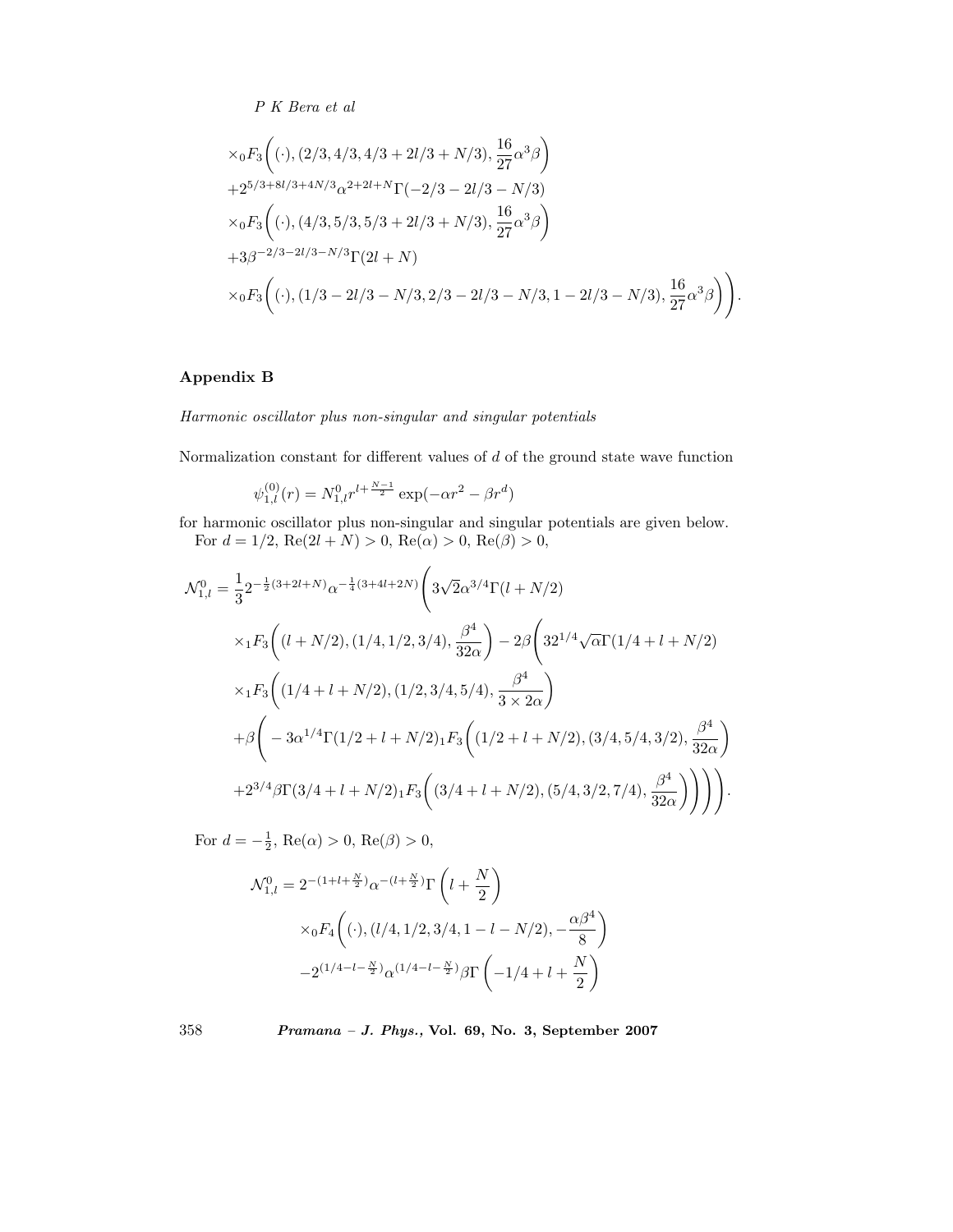$$
\times {}_0F_3\bigg((\cdot), (2/3, 4/3, 4/3 + 2l/3 + N/3), \frac{16}{27}\alpha^3\beta\bigg)
$$

$$
+2^{5/3+8l/3+4N/3}\alpha^{2+2l+N}\Gamma(-2/3 - 2l/3 - N/3)
$$

$$
\times {}_0F_3\bigg((\cdot), (4/3, 5/3, 5/3 + 2l/3 + N/3), \frac{16}{27}\alpha^3\beta\bigg)
$$

$$
+3\beta^{-2/3-2l/3-N/3}\Gamma(2l + N)
$$

$$
\times {}_0F_3\bigg((\cdot), (1/3 - 2l/3 - N/3, 2/3 - 2l/3 - N/3, 1 - 2l/3 - N/3), \frac{16}{27}\alpha^3\beta\bigg)\bigg).
$$

## Appendix B

*Harmonic oscillator plus non-singular and singular potentials*

Normalization constant for different values of $d$ of the ground state wave function

$$
\psi_{1,l}^{(0)}(r) = N_{1,l}^0 r^{l+\frac{N-1}{2}} \exp(-\alpha r^2 - \beta r^d)
$$

for harmonic oscillator plus non-singular and singular potentials are given below.

For $d = 1/2$, $\mathrm{Re}(2l + N) > 0$, $\mathrm{Re}(\alpha) > 0$, $\mathrm{Re}(\beta) > 0$,

$$
\mathcal{N}_{1,l}^0 = \frac{1}{3}2^{-\frac{1}{2}(3+2l+N)}\alpha^{-\frac{1}{4}(3+4l+2N)}\bigg(3\sqrt{2}\alpha^{3/4}\Gamma(l + N/2)
$$

$$
\times {}_1F_3\bigg((l + N/2), (1/4, 1/2, 3/4), \frac{\beta^4}{32\alpha}\bigg) - 2\beta\bigg(32^{1/4}\sqrt{\alpha}\Gamma(1/4 + l + N/2)
$$

$$
\times {}_1F_3\bigg((1/4 + l + N/2), (1/2, 3/4, 5/4), \frac{\beta^4}{3 \times 2\alpha}\bigg)
$$

$$
+\beta\bigg(-3\alpha^{1/4}\Gamma(1/2 + l + N/2)\,{}_1F_3\bigg((1/2 + l + N/2), (3/4, 5/4, 3/2), \frac{\beta^4}{32\alpha}\bigg)
$$

$$
+2^{3/4}\beta\Gamma(3/4 + l + N/2)\,{}_1F_3\bigg((3/4 + l + N/2), (5/4, 3/2, 7/4), \frac{\beta^4}{32\alpha}\bigg)\bigg)\bigg)\bigg).
$$

For $d = -\frac{1}{2}$, $\mathrm{Re}(\alpha) > 0$, $\mathrm{Re}(\beta) > 0$,

$$
\mathcal{N}_{1,l}^0 = 2^{-(1+l+\frac{N}{2})}\alpha^{-(l+\frac{N}{2})}\Gamma\left(l + \frac{N}{2}\right)
$$

$$
\times {}_0F_4\bigg((\cdot), (l/4, 1/2, 3/4, 1 - l - N/2), -\frac{\alpha\beta^4}{8}\bigg)
$$

$$
-2^{(1/4-l-\frac{N}{2})}\alpha^{(1/4-l-\frac{N}{2})}\beta\Gamma\left(-1/4 + l + \frac{N}{2}\right)
$$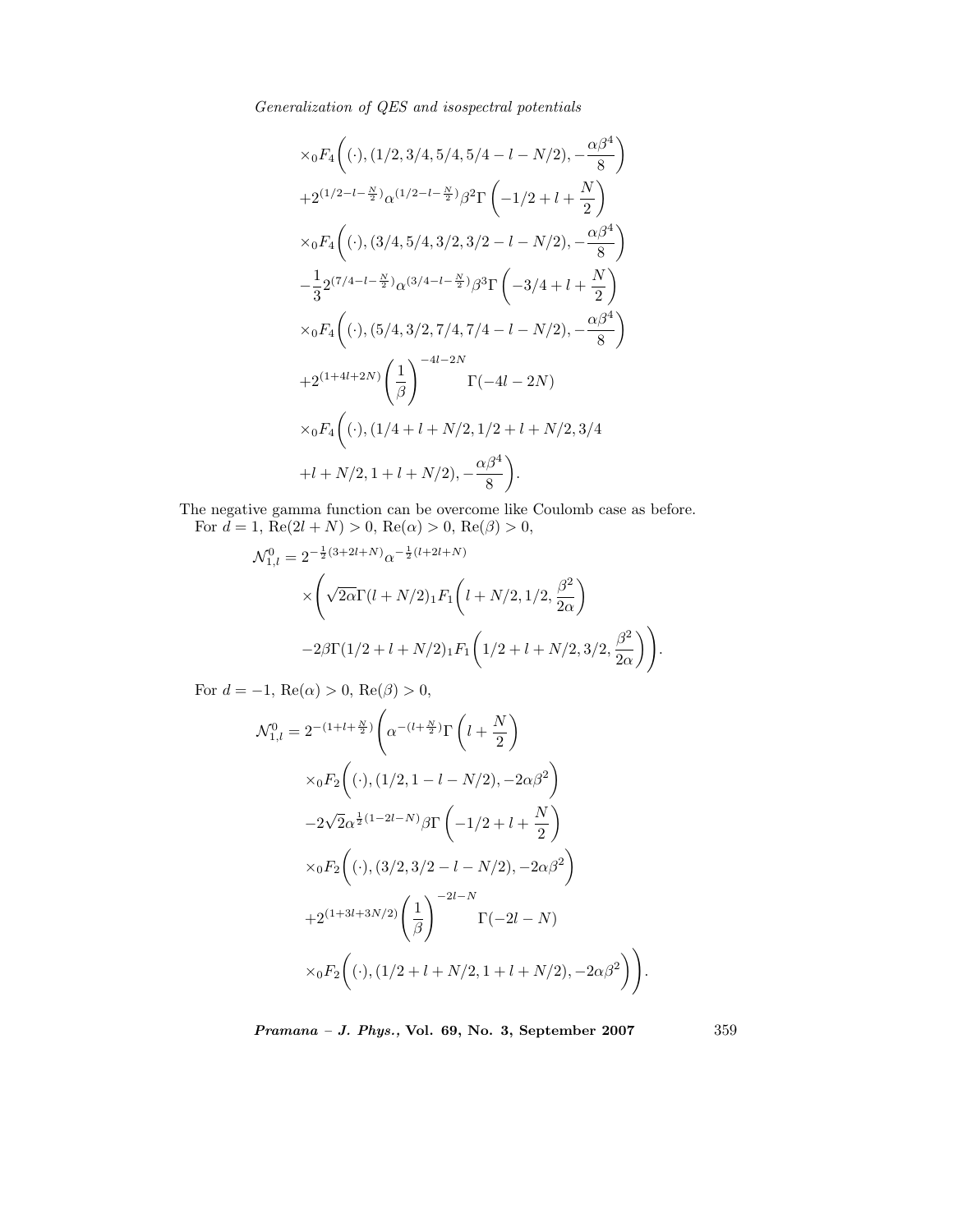$$
\begin{aligned}
&\times {}_0F_4\bigg((\cdot), (1/2, 3/4, 5/4, 5/4 - l - N/2), -\frac{\alpha\beta^4}{8}\bigg) \\
&+2^{(1/2-l-\frac{N}{2})}\alpha^{(1/2-l-\frac{N}{2})}\beta^2\Gamma\left(-1/2 + l + \frac{N}{2}\right) \\
&\times {}_0F_4\bigg((\cdot), (3/4, 5/4, 3/2, 3/2 - l - N/2), -\frac{\alpha\beta^4}{8}\bigg) \\
&-\frac{1}{3}2^{(7/4-l-\frac{N}{2})}\alpha^{(3/4-l-\frac{N}{2})}\beta^3\Gamma\left(-3/4 + l + \frac{N}{2}\right) \\
&\times {}_0F_4\bigg((\cdot), (5/4, 3/2, 7/4, 7/4 - l - N/2), -\frac{\alpha\beta^4}{8}\bigg) \\
&+2^{(1+4l+2N)}\left(\frac{1}{\beta}\right)^{-4l-2N}\Gamma(-4l - 2N) \\
&\times {}_0F_4\bigg((\cdot), (1/4 + l + N/2, 1/2 + l + N/2, 3/4 \\
&+l + N/2, 1 + l + N/2), -\frac{\alpha\beta^4}{8}\bigg).
\end{aligned}
$$

The negative gamma function can be overcome like Coulomb case as before.

For $d = 1$, $\mathrm{Re}(2l + N) > 0$, $\mathrm{Re}(\alpha) > 0$, $\mathrm{Re}(\beta) > 0$,

$$
\begin{aligned}
\mathcal{N}^0_{1,l} &= 2^{-\frac{1}{2}(3+2l+N)}\alpha^{-\frac{1}{2}(l+2l+N)} \\
&\times\bigg(\sqrt{2\alpha}\Gamma(l + N/2)\,{}_1F_1\bigg(l + N/2, 1/2, \frac{\beta^2}{2\alpha}\bigg) \\
&-2\beta\Gamma(1/2 + l + N/2)\,{}_1F_1\bigg(1/2 + l + N/2, 3/2, \frac{\beta^2}{2\alpha}\bigg)\bigg).
\end{aligned}
$$

For $d = -1$, $\mathrm{Re}(\alpha) > 0$, $\mathrm{Re}(\beta) > 0$,

$$
\begin{aligned}
\mathcal{N}^0_{1,l} &= 2^{-(1+l+\frac{N}{2})}\bigg(\alpha^{-(l+\frac{N}{2})}\Gamma\left(l + \frac{N}{2}\right) \\
&\times {}_0F_2\bigg((\cdot), (1/2, 1 - l - N/2), -2\alpha\beta^2\bigg) \\
&-2\sqrt{2}\alpha^{\frac{1}{2}(1-2l-N)}\beta\Gamma\left(-1/2 + l + \frac{N}{2}\right) \\
&\times {}_0F_2\bigg((\cdot), (3/2, 3/2 - l - N/2), -2\alpha\beta^2\bigg) \\
&+2^{(1+3l+3N/2)}\left(\frac{1}{\beta}\right)^{-2l-N}\Gamma(-2l - N) \\
&\times {}_0F_2\bigg((\cdot), (1/2 + l + N/2, 1 + l + N/2), -2\alpha\beta^2\bigg)\bigg).
\end{aligned}
$$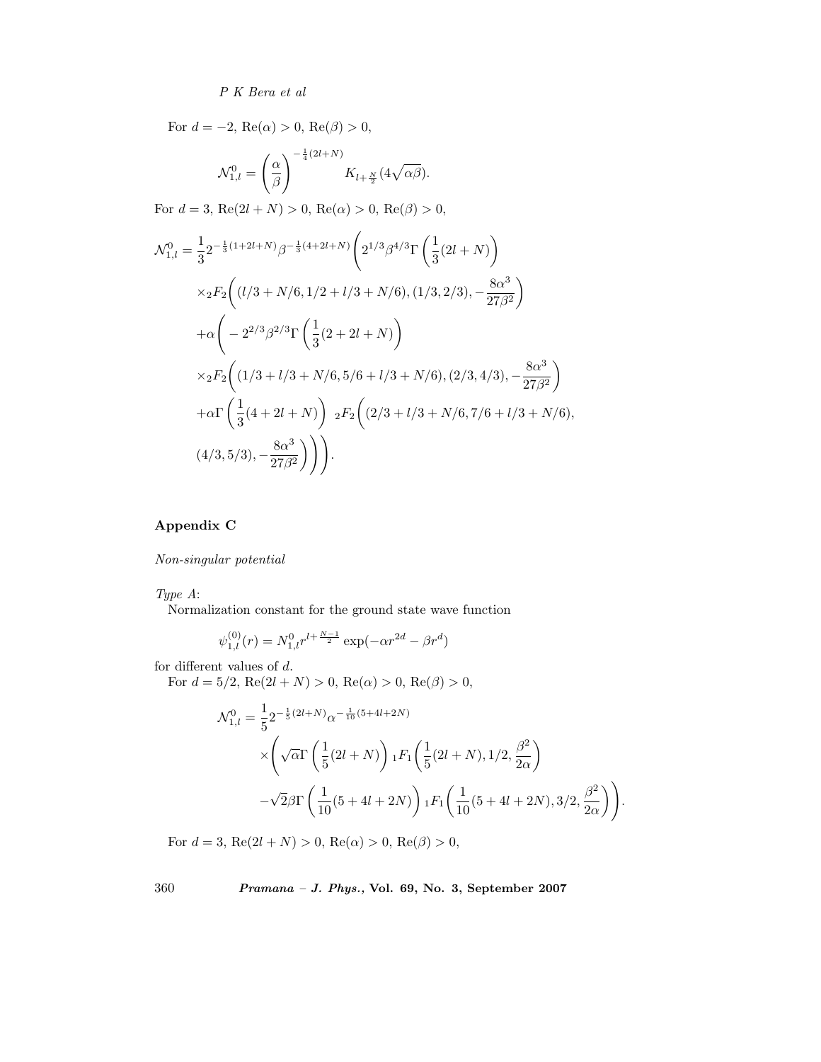For $d = -2$, $\mathrm{Re}(\alpha) > 0$, $\mathrm{Re}(\beta) > 0$,

$$\mathcal{N}_{1,l}^0 = \left(\frac{\alpha}{\beta}\right)^{-\frac{1}{4}(2l+N)} K_{l+\frac{N}{2}}(4\sqrt{\alpha\beta}).$$

For $d = 3$, $\mathrm{Re}(2l + N) > 0$, $\mathrm{Re}(\alpha) > 0$, $\mathrm{Re}(\beta) > 0$,

$$\begin{aligned}
\mathcal{N}_{1,l}^0 = \frac{1}{3}2^{-\frac{1}{3}(1+2l+N)}\beta^{-\frac{1}{3}(4+2l+N)}\Bigg( & 2^{1/3}\beta^{4/3}\Gamma\left(\frac{1}{3}(2l+N)\right) \\
& \times {}_2F_2\bigg((l/3 + N/6, 1/2 + l/3 + N/6), (1/3, 2/3), -\frac{8\alpha^3}{27\beta^2}\bigg) \\
& +\alpha\bigg( - 2^{2/3}\beta^{2/3}\Gamma\left(\frac{1}{3}(2 + 2l + N)\right) \\
& \times {}_2F_2\bigg((1/3 + l/3 + N/6, 5/6 + l/3 + N/6), (2/3, 4/3), -\frac{8\alpha^3}{27\beta^2}\bigg) \\
& +\alpha\Gamma\left(\frac{1}{3}(4 + 2l + N)\right) \ {}_2F_2\bigg((2/3 + l/3 + N/6, 7/6 + l/3 + N/6), \\
& (4/3, 5/3), -\frac{8\alpha^3}{27\beta^2}\bigg)\bigg)\Bigg).
\end{aligned}$$

## Appendix C

*Non-singular potential*

*Type A*:

Normalization constant for the ground state wave function

$$\psi_{1,l}^{(0)}(r) = N_{1,l}^0 r^{l+\frac{N-1}{2}} \exp(-\alpha r^{2d} - \beta r^d)$$

for different values of $d$.

For $d = 5/2$, $\mathrm{Re}(2l + N) > 0$, $\mathrm{Re}(\alpha) > 0$, $\mathrm{Re}(\beta) > 0$,

$$\begin{aligned}
\mathcal{N}_{1,l}^0 = \frac{1}{5}2^{-\frac{1}{5}(2l+N)}\alpha^{-\frac{1}{10}(5+4l+2N)} & \\
\times\Bigg( & \sqrt{\alpha}\Gamma\left(\frac{1}{5}(2l+N)\right) {}_1F_1\left(\frac{1}{5}(2l+N), 1/2, \frac{\beta^2}{2\alpha}\right) \\
& -\sqrt{2}\beta\Gamma\left(\frac{1}{10}(5 + 4l + 2N)\right) {}_1F_1\bigg(\frac{1}{10}(5 + 4l + 2N), 3/2, \frac{\beta^2}{2\alpha}\bigg)\Bigg).
\end{aligned}$$

For $d = 3$, $\mathrm{Re}(2l + N) > 0$, $\mathrm{Re}(\alpha) > 0$, $\mathrm{Re}(\beta) > 0$,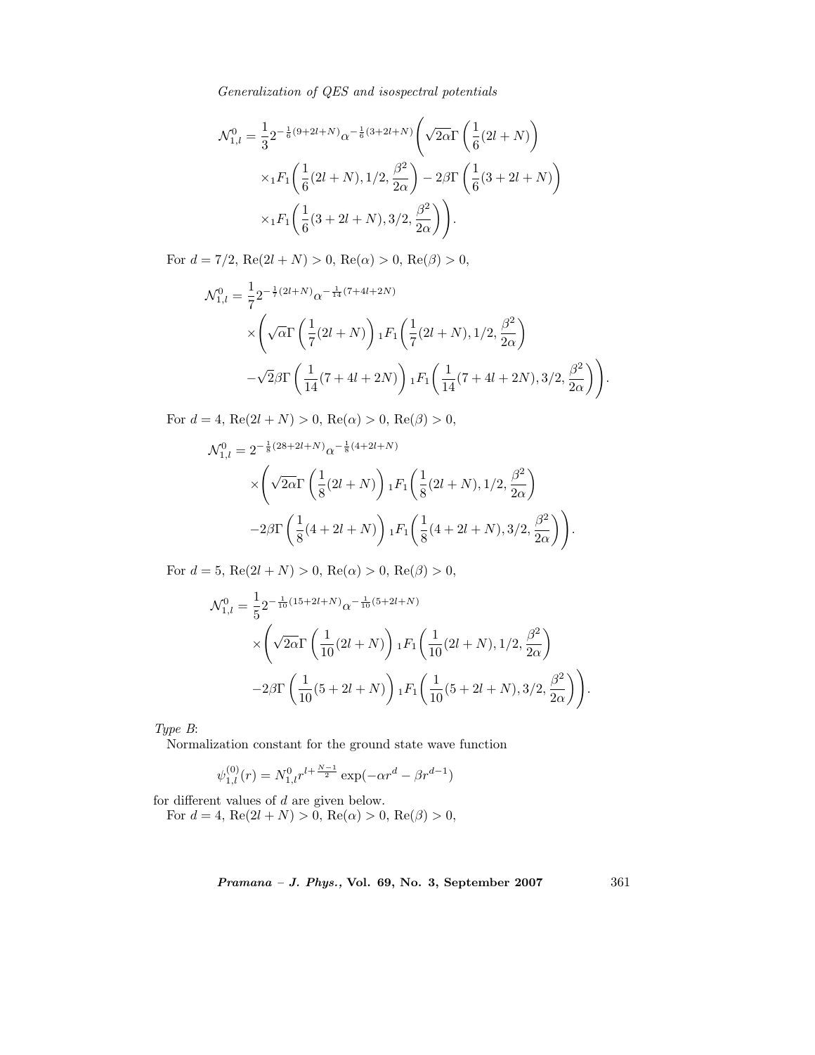$$
\begin{aligned}
\mathcal{N}^0_{1,l} &= \frac{1}{3} 2^{-\frac{1}{6}(9+2l+N)} \alpha^{-\frac{1}{6}(3+2l+N)} \Bigg( \sqrt{2\alpha}\Gamma\left(\frac{1}{6}(2l+N)\right) \\
&\quad \times {}_1F_1\bigg(\frac{1}{6}(2l+N), 1/2, \frac{\beta^2}{2\alpha}\bigg) - 2\beta\Gamma\left(\frac{1}{6}(3+2l+N)\right) \\
&\quad \times {}_1F_1\bigg(\frac{1}{6}(3+2l+N), 3/2, \frac{\beta^2}{2\alpha}\bigg)\Bigg).
\end{aligned}
$$

For $d = 7/2$, $\mathrm{Re}(2l+N) > 0$, $\mathrm{Re}(\alpha) > 0$, $\mathrm{Re}(\beta) > 0$,

$$
\begin{aligned}
\mathcal{N}^0_{1,l} &= \frac{1}{7} 2^{-\frac{1}{7}(2l+N)} \alpha^{-\frac{1}{14}(7+4l+2N)} \\
&\quad \times \Bigg( \sqrt{\alpha}\Gamma\left(\frac{1}{7}(2l+N)\right) {}_1F_1\bigg(\frac{1}{7}(2l+N), 1/2, \frac{\beta^2}{2\alpha}\bigg) \\
&\quad - \sqrt{2}\beta\Gamma\left(\frac{1}{14}(7+4l+2N)\right) {}_1F_1\bigg(\frac{1}{14}(7+4l+2N), 3/2, \frac{\beta^2}{2\alpha}\bigg)\Bigg).
\end{aligned}
$$

For $d = 4$, $\mathrm{Re}(2l+N) > 0$, $\mathrm{Re}(\alpha) > 0$, $\mathrm{Re}(\beta) > 0$,

$$
\begin{aligned}
\mathcal{N}^0_{1,l} &= 2^{-\frac{1}{8}(28+2l+N)} \alpha^{-\frac{1}{8}(4+2l+N)} \\
&\quad \times \Bigg( \sqrt{2\alpha}\Gamma\left(\frac{1}{8}(2l+N)\right) {}_1F_1\bigg(\frac{1}{8}(2l+N), 1/2, \frac{\beta^2}{2\alpha}\bigg) \\
&\quad - 2\beta\Gamma\left(\frac{1}{8}(4+2l+N)\right) {}_1F_1\bigg(\frac{1}{8}(4+2l+N), 3/2, \frac{\beta^2}{2\alpha}\bigg)\Bigg).
\end{aligned}
$$

For $d = 5$, $\mathrm{Re}(2l+N) > 0$, $\mathrm{Re}(\alpha) > 0$, $\mathrm{Re}(\beta) > 0$,

$$
\begin{aligned}
\mathcal{N}^0_{1,l} &= \frac{1}{5} 2^{-\frac{1}{10}(15+2l+N)} \alpha^{-\frac{1}{10}(5+2l+N)} \\
&\quad \times \Bigg( \sqrt{2\alpha}\Gamma\left(\frac{1}{10}(2l+N)\right) {}_1F_1\bigg(\frac{1}{10}(2l+N), 1/2, \frac{\beta^2}{2\alpha}\bigg) \\
&\quad - 2\beta\Gamma\left(\frac{1}{10}(5+2l+N)\right) {}_1F_1\bigg(\frac{1}{10}(5+2l+N), 3/2, \frac{\beta^2}{2\alpha}\bigg)\Bigg).
\end{aligned}
$$

*Type B*:

Normalization constant for the ground state wave function

$$
\psi^{(0)}_{1,l}(r) = N^0_{1,l} r^{l+\frac{N-1}{2}} \exp(-\alpha r^d - \beta r^{d-1})
$$

for different values of $d$ are given below.

For $d = 4$, $\mathrm{Re}(2l+N) > 0$, $\mathrm{Re}(\alpha) > 0$, $\mathrm{Re}(\beta) > 0$,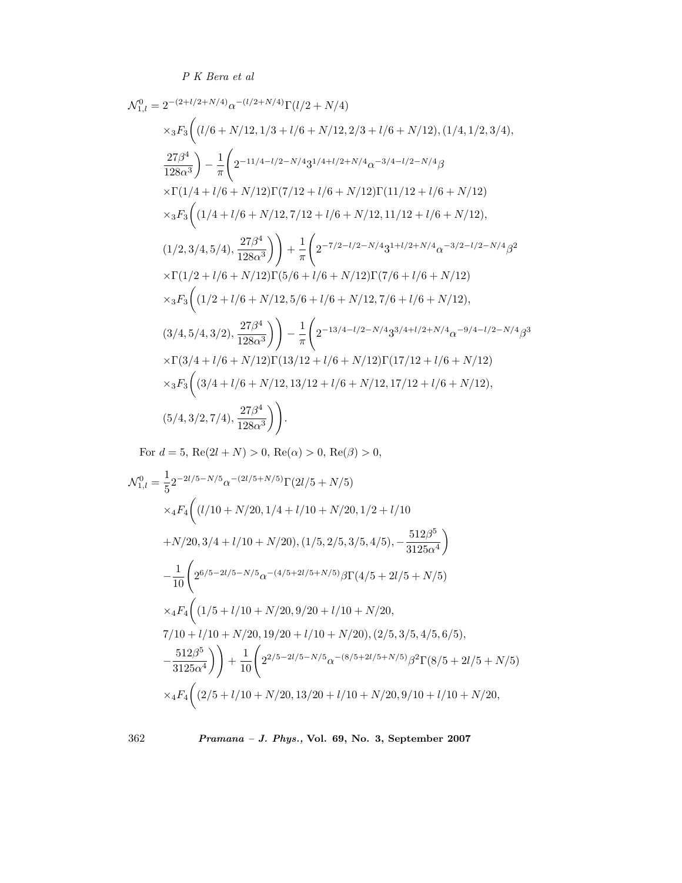$$
\begin{aligned}
\mathcal{N}_{1,l}^{0} &= 2^{-(2+l/2+N/4)}\alpha^{-(l/2+N/4)}\Gamma(l/2+N/4) \\
&\quad\times {}_3F_3\bigg((l/6+N/12, 1/3+l/6+N/12, 2/3+l/6+N/12), (1/4, 1/2, 3/4), \\
&\quad\frac{27\beta^4}{128\alpha^3}\bigg) - \frac{1}{\pi}\bigg(2^{-11/4-l/2-N/4}3^{1/4+l/2+N/4}\alpha^{-3/4-l/2-N/4}\beta \\
&\quad\times\Gamma(1/4+l/6+N/12)\Gamma(7/12+l/6+N/12)\Gamma(11/12+l/6+N/12) \\
&\quad\times {}_3F_3\bigg((1/4+l/6+N/12, 7/12+l/6+N/12, 11/12+l/6+N/12), \\
&\quad(1/2, 3/4, 5/4), \frac{27\beta^4}{128\alpha^3}\bigg)\bigg) + \frac{1}{\pi}\bigg(2^{-7/2-l/2-N/4}3^{1+l/2+N/4}\alpha^{-3/2-l/2-N/4}\beta^2 \\
&\quad\times\Gamma(1/2+l/6+N/12)\Gamma(5/6+l/6+N/12)\Gamma(7/6+l/6+N/12) \\
&\quad\times {}_3F_3\bigg((1/2+l/6+N/12, 5/6+l/6+N/12, 7/6+l/6+N/12), \\
&\quad(3/4, 5/4, 3/2), \frac{27\beta^4}{128\alpha^3}\bigg)\bigg) - \frac{1}{\pi}\bigg(2^{-13/4-l/2-N/4}3^{3/4+l/2+N/4}\alpha^{-9/4-l/2-N/4}\beta^3 \\
&\quad\times\Gamma(3/4+l/6+N/12)\Gamma(13/12+l/6+N/12)\Gamma(17/12+l/6+N/12) \\
&\quad\times {}_3F_3\bigg((3/4+l/6+N/12, 13/12+l/6+N/12, 17/12+l/6+N/12), \\
&\quad(5/4, 3/2, 7/4), \frac{27\beta^4}{128\alpha^3}\bigg)\bigg).
\end{aligned}
$$

For $d = 5$, $\mathrm{Re}(2l+N) > 0$, $\mathrm{Re}(\alpha) > 0$, $\mathrm{Re}(\beta) > 0$,

$$
\begin{aligned}
\mathcal{N}_{1,l}^{0} &= \frac{1}{5}2^{-2l/5-N/5}\alpha^{-(2l/5+N/5)}\Gamma(2l/5+N/5) \\
&\quad\times {}_4F_4\bigg((l/10+N/20, 1/4+l/10+N/20, 1/2+l/10 \\
&\quad+N/20, 3/4+l/10+N/20), (1/5, 2/5, 3/5, 4/5), -\frac{512\beta^5}{3125\alpha^4}\bigg) \\
&\quad-\frac{1}{10}\bigg(2^{6/5-2l/5-N/5}\alpha^{-(4/5+2l/5+N/5)}\beta\Gamma(4/5+2l/5+N/5) \\
&\quad\times {}_4F_4\bigg((1/5+l/10+N/20, 9/20+l/10+N/20, \\
&\quad 7/10+l/10+N/20, 19/20+l/10+N/20), (2/5, 3/5, 4/5, 6/5), \\
&\quad-\frac{512\beta^5}{3125\alpha^4}\bigg)\bigg) + \frac{1}{10}\bigg(2^{2/5-2l/5-N/5}\alpha^{-(8/5+2l/5+N/5)}\beta^2\Gamma(8/5+2l/5+N/5) \\
&\quad\times {}_4F_4\bigg((2/5+l/10+N/20, 13/20+l/10+N/20, 9/10+l/10+N/20,
\end{aligned}
$$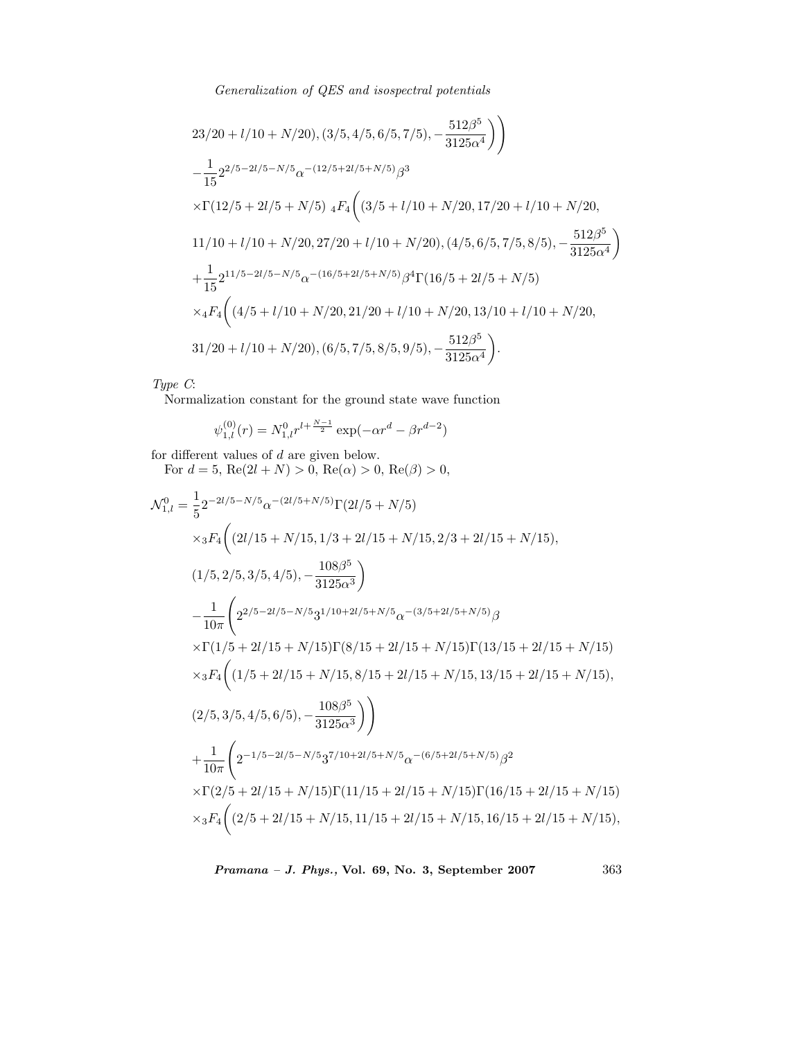$$23/20 + l/10 + N/20), (3/5, 4/5, 6/5, 7/5), -\frac{512\beta^5}{3125\alpha^4}\bigg)\bigg)$$

$$-\frac{1}{15}2^{2/5-2l/5-N/5}\alpha^{-(12/5+2l/5+N/5)}\beta^3$$

$$\times\Gamma(12/5 + 2l/5 + N/5)\ {}_4F_4\bigg((3/5 + l/10 + N/20, 17/20 + l/10 + N/20,$$

$$11/10 + l/10 + N/20, 27/20 + l/10 + N/20), (4/5, 6/5, 7/5, 8/5), -\frac{512\beta^5}{3125\alpha^4}\bigg)$$

$$+\frac{1}{15}2^{11/5-2l/5-N/5}\alpha^{-(16/5+2l/5+N/5)}\beta^4\Gamma(16/5 + 2l/5 + N/5)$$

$$\times{}_4F_4\bigg((4/5 + l/10 + N/20, 21/20 + l/10 + N/20, 13/10 + l/10 + N/20,$$

$$31/20 + l/10 + N/20), (6/5, 7/5, 8/5, 9/5), -\frac{512\beta^5}{3125\alpha^4}\bigg).$$

*Type C*:

Normalization constant for the ground state wave function

$$\psi^{(0)}_{1,l}(r) = N^0_{1,l}r^{l+\frac{N-1}{2}}\exp(-\alpha r^d - \beta r^{d-2})$$

for different values of $d$ are given below.

For $d = 5$, $\mathrm{Re}(2l + N) > 0$, $\mathrm{Re}(\alpha) > 0$, $\mathrm{Re}(\beta) > 0$,

$$\mathcal{N}^0_{1,l} = \frac{1}{5}2^{-2l/5-N/5}\alpha^{-(2l/5+N/5)}\Gamma(2l/5 + N/5)$$

$$\times{}_3F_4\bigg((2l/15 + N/15, 1/3 + 2l/15 + N/15, 2/3 + 2l/15 + N/15),$$

$$(1/5, 2/5, 3/5, 4/5), -\frac{108\beta^5}{3125\alpha^3}\bigg)$$

$$-\frac{1}{10\pi}\bigg(2^{2/5-2l/5-N/5}3^{1/10+2l/5+N/5}\alpha^{-(3/5+2l/5+N/5)}\beta$$

$$\times\Gamma(1/5 + 2l/15 + N/15)\Gamma(8/15 + 2l/15 + N/15)\Gamma(13/15 + 2l/15 + N/15)$$

$$\times{}_3F_4\bigg((1/5 + 2l/15 + N/15, 8/15 + 2l/15 + N/15, 13/15 + 2l/15 + N/15),$$

$$(2/5, 3/5, 4/5, 6/5), -\frac{108\beta^5}{3125\alpha^3}\bigg)\bigg)$$

$$+\frac{1}{10\pi}\bigg(2^{-1/5-2l/5-N/5}3^{7/10+2l/5+N/5}\alpha^{-(6/5+2l/5+N/5)}\beta^2$$

$$\times\Gamma(2/5 + 2l/15 + N/15)\Gamma(11/15 + 2l/15 + N/15)\Gamma(16/15 + 2l/15 + N/15)$$

$$\times{}_3F_4\bigg((2/5 + 2l/15 + N/15, 11/15 + 2l/15 + N/15, 16/15 + 2l/15 + N/15),$$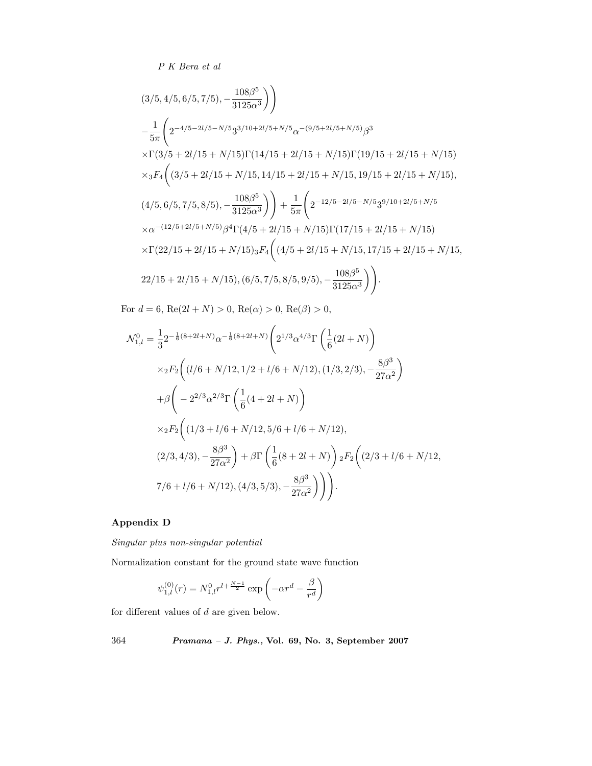$$(3/5, 4/5, 6/5, 7/5), -\frac{108\beta^5}{3125\alpha^3}\Bigg)\Bigg)$$

$$-\frac{1}{5\pi}\Bigg(2^{-4/5-2l/5-N/5}3^{3/10+2l/5+N/5}\alpha^{-(9/5+2l/5+N/5)}\beta^3$$

$$\times\Gamma(3/5+2l/15+N/15)\Gamma(14/15+2l/15+N/15)\Gamma(19/15+2l/15+N/15)$$

$$\times{}_3F_4\Bigg((3/5+2l/15+N/15, 14/15+2l/15+N/15, 19/15+2l/15+N/15),$$

$$(4/5, 6/5, 7/5, 8/5), -\frac{108\beta^5}{3125\alpha^3}\Bigg)\Bigg) + \frac{1}{5\pi}\Bigg(2^{-12/5-2l/5-N/5}3^{9/10+2l/5+N/5}$$

$$\times\alpha^{-(12/5+2l/5+N/5)}\beta^4\Gamma(4/5+2l/15+N/15)\Gamma(17/15+2l/15+N/15)$$

$$\times\Gamma(22/15+2l/15+N/15){}_3F_4\Bigg((4/5+2l/15+N/15, 17/15+2l/15+N/15,$$

$$22/15+2l/15+N/15), (6/5, 7/5, 8/5, 9/5), -\frac{108\beta^5}{3125\alpha^3}\Bigg)\Bigg).$$

For $d = 6$, $\mathrm{Re}(2l + N) > 0$, $\mathrm{Re}(\alpha) > 0$, $\mathrm{Re}(\beta) > 0$,

$$\mathcal{N}^0_{1,l} = \frac{1}{3}2^{-\frac{1}{6}(8+2l+N)}\alpha^{-\frac{1}{6}(8+2l+N)}\Bigg(2^{1/3}\alpha^{4/3}\Gamma\left(\frac{1}{6}(2l+N)\right)$$

$$\times{}_2F_2\Bigg((l/6+N/12, 1/2+l/6+N/12), (1/3, 2/3), -\frac{8\beta^3}{27\alpha^2}\Bigg)$$

$$+\beta\Bigg(-2^{2/3}\alpha^{2/3}\Gamma\left(\frac{1}{6}(4+2l+N)\right)$$

$$\times{}_2F_2\Bigg((1/3+l/6+N/12, 5/6+l/6+N/12),$$

$$(2/3, 4/3), -\frac{8\beta^3}{27\alpha^2}\Bigg) + \beta\Gamma\left(\frac{1}{6}(8+2l+N)\right){}_2F_2\Bigg((2/3+l/6+N/12,$$

$$7/6+l/6+N/12), (4/3, 5/3), -\frac{8\beta^3}{27\alpha^2}\Bigg)\Bigg)\Bigg).$$

## Appendix D

*Singular plus non-singular potential*

Normalization constant for the ground state wave function

$$\psi^{(0)}_{1,l}(r) = N^0_{1,l}r^{l+\frac{N-1}{2}}\exp\left(-\alpha r^d - \frac{\beta}{r^d}\right)$$

for different values of $d$ are given below.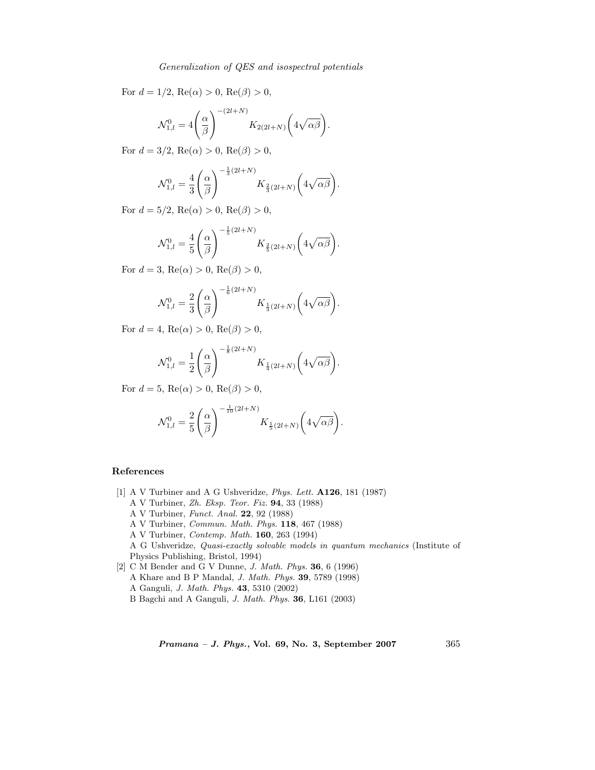For $d = 1/2$, $\mathrm{Re}(\alpha) > 0$, $\mathrm{Re}(\beta) > 0$,

$$\mathcal{N}^0_{1,l} = 4\left(\frac{\alpha}{\beta}\right)^{-(2l+N)} K_{2(2l+N)}\left(4\sqrt{\alpha\beta}\right).$$

For $d = 3/2$, $\mathrm{Re}(\alpha) > 0$, $\mathrm{Re}(\beta) > 0$,

$$\mathcal{N}^0_{1,l} = \frac{4}{3}\left(\frac{\alpha}{\beta}\right)^{-\frac{1}{3}(2l+N)} K_{\frac{2}{3}(2l+N)}\left(4\sqrt{\alpha\beta}\right).$$

For $d = 5/2$, $\mathrm{Re}(\alpha) > 0$, $\mathrm{Re}(\beta) > 0$,

$$\mathcal{N}^0_{1,l} = \frac{4}{5}\left(\frac{\alpha}{\beta}\right)^{-\frac{1}{5}(2l+N)} K_{\frac{2}{5}(2l+N)}\left(4\sqrt{\alpha\beta}\right).$$

For $d = 3$, $\mathrm{Re}(\alpha) > 0$, $\mathrm{Re}(\beta) > 0$,

$$\mathcal{N}^0_{1,l} = \frac{2}{3}\left(\frac{\alpha}{\beta}\right)^{-\frac{1}{6}(2l+N)} K_{\frac{1}{3}(2l+N)}\left(4\sqrt{\alpha\beta}\right).$$

For $d = 4$, $\mathrm{Re}(\alpha) > 0$, $\mathrm{Re}(\beta) > 0$,

$$\mathcal{N}^0_{1,l} = \frac{1}{2}\left(\frac{\alpha}{\beta}\right)^{-\frac{1}{8}(2l+N)} K_{\frac{1}{4}(2l+N)}\left(4\sqrt{\alpha\beta}\right).$$

For $d = 5$, $\mathrm{Re}(\alpha) > 0$, $\mathrm{Re}(\beta) > 0$,

$$\mathcal{N}^0_{1,l} = \frac{2}{5}\left(\frac{\alpha}{\beta}\right)^{-\frac{1}{10}(2l+N)} K_{\frac{1}{5}(2l+N)}\left(4\sqrt{\alpha\beta}\right).$$

## References

[1] A V Turbiner and A G Ushveridze, *Phys. Lett.* **A126**, 181 (1987)
A V Turbiner, *Zh. Eksp. Teor. Fiz.* **94**, 33 (1988)
A V Turbiner, *Funct. Anal.* **22**, 92 (1988)
A V Turbiner, *Commun. Math. Phys.* **118**, 467 (1988)
A V Turbiner, *Contemp. Math.* **160**, 263 (1994)
A G Ushveridze, *Quasi-exactly solvable models in quantum mechanics* (Institute of Physics Publishing, Bristol, 1994)

[2] C M Bender and G V Dunne, *J. Math. Phys.* **36**, 6 (1996)
A Khare and B P Mandal, *J. Math. Phys.* **39**, 5789 (1998)
A Ganguli, *J. Math. Phys.* **43**, 5310 (2002)
B Bagchi and A Ganguli, *J. Math. Phys.* **36**, L161 (2003)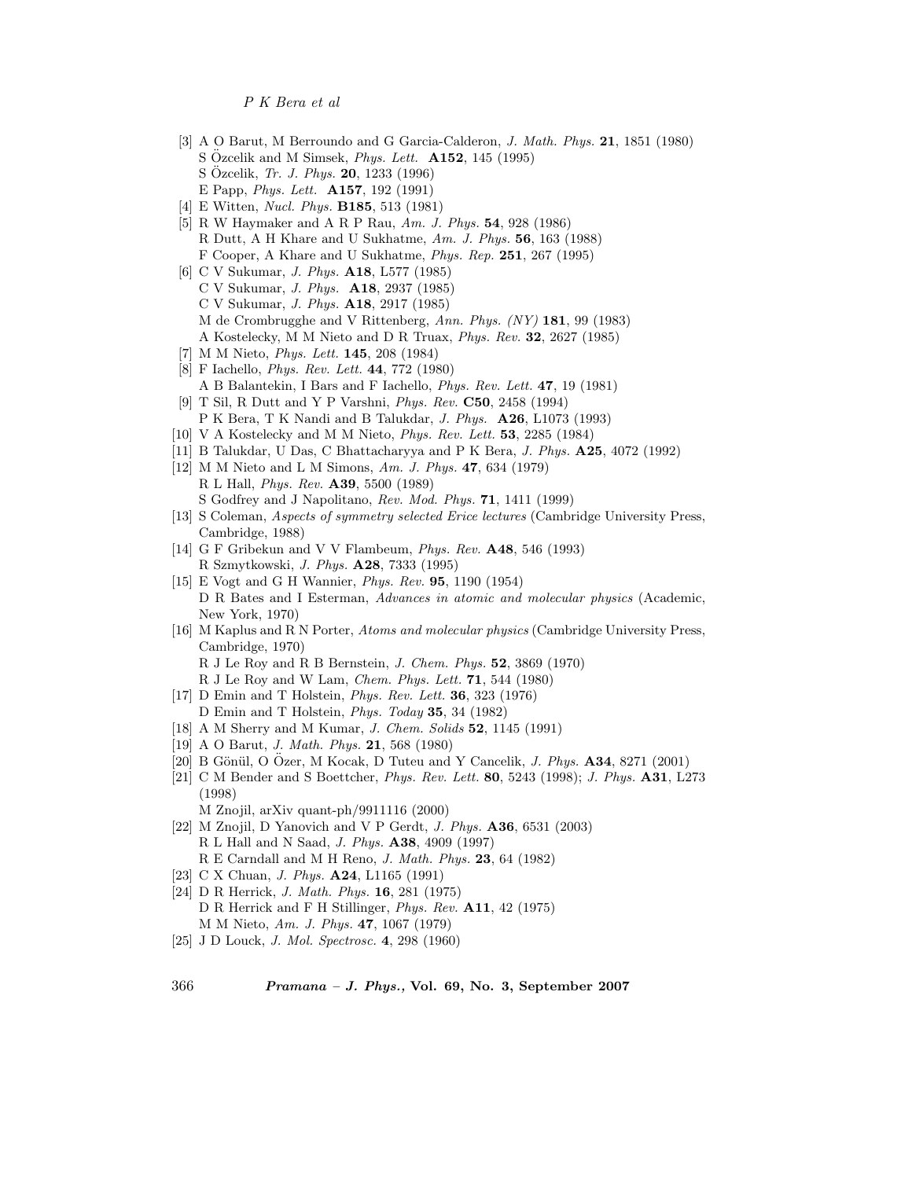[3] A O Barut, M Berroundo and G Garcia-Calderon, *J. Math. Phys.* **21**, 1851 (1980)
S Özcelik and M Simsek, *Phys. Lett.* **A152**, 145 (1995)
S Özcelik, *Tr. J. Phys.* **20**, 1233 (1996)
E Papp, *Phys. Lett.* **A157**, 192 (1991)

[4] E Witten, *Nucl. Phys.* **B185**, 513 (1981)

[5] R W Haymaker and A R P Rau, *Am. J. Phys.* **54**, 928 (1986)
R Dutt, A H Khare and U Sukhatme, *Am. J. Phys.* **56**, 163 (1988)
F Cooper, A Khare and U Sukhatme, *Phys. Rep.* **251**, 267 (1995)

[6] C V Sukumar, *J. Phys.* **A18**, L577 (1985)
C V Sukumar, *J. Phys.* **A18**, 2937 (1985)
C V Sukumar, *J. Phys.* **A18**, 2917 (1985)
M de Crombrugghe and V Rittenberg, *Ann. Phys. (NY)* **181**, 99 (1983)
A Kostelecky, M M Nieto and D R Truax, *Phys. Rev.* **32**, 2627 (1985)

[7] M M Nieto, *Phys. Lett.* **145**, 208 (1984)

[8] F Iachello, *Phys. Rev. Lett.* **44**, 772 (1980)
A B Balantekin, I Bars and F Iachello, *Phys. Rev. Lett.* **47**, 19 (1981)

[9] T Sil, R Dutt and Y P Varshni, *Phys. Rev.* **C50**, 2458 (1994)
P K Bera, T K Nandi and B Talukdar, *J. Phys.* **A26**, L1073 (1993)

[10] V A Kostelecky and M M Nieto, *Phys. Rev. Lett.* **53**, 2285 (1984)

[11] B Talukdar, U Das, C Bhattacharyya and P K Bera, *J. Phys.* **A25**, 4072 (1992)

[12] M M Nieto and L M Simons, *Am. J. Phys.* **47**, 634 (1979)
R L Hall, *Phys. Rev.* **A39**, 5500 (1989)
S Godfrey and J Napolitano, *Rev. Mod. Phys.* **71**, 1411 (1999)

[13] S Coleman, *Aspects of symmetry selected Erice lectures* (Cambridge University Press, Cambridge, 1988)

[14] G F Gribekun and V V Flambeum, *Phys. Rev.* **A48**, 546 (1993)
R Szmytkowski, *J. Phys.* **A28**, 7333 (1995)

[15] E Vogt and G H Wannier, *Phys. Rev.* **95**, 1190 (1954)
D R Bates and I Esterman, *Advances in atomic and molecular physics* (Academic, New York, 1970)

[16] M Kaplus and R N Porter, *Atoms and molecular physics* (Cambridge University Press, Cambridge, 1970)
R J Le Roy and R B Bernstein, *J. Chem. Phys.* **52**, 3869 (1970)
R J Le Roy and W Lam, *Chem. Phys. Lett.* **71**, 544 (1980)

[17] D Emin and T Holstein, *Phys. Rev. Lett.* **36**, 323 (1976)
D Emin and T Holstein, *Phys. Today* **35**, 34 (1982)

[18] A M Sherry and M Kumar, *J. Chem. Solids* **52**, 1145 (1991)

[19] A O Barut, *J. Math. Phys.* **21**, 568 (1980)

[20] B Gönül, O Özer, M Kocak, D Tuteu and Y Cancelik, *J. Phys.* **A34**, 8271 (2001)

[21] C M Bender and S Boettcher, *Phys. Rev. Lett.* **80**, 5243 (1998); *J. Phys.* **A31**, L273 (1998)
M Znojil, arXiv quant-ph/9911116 (2000)

[22] M Znojil, D Yanovich and V P Gerdt, *J. Phys.* **A36**, 6531 (2003)
R L Hall and N Saad, *J. Phys.* **A38**, 4909 (1997)
R E Carndall and M H Reno, *J. Math. Phys.* **23**, 64 (1982)

[23] C X Chuan, *J. Phys.* **A24**, L1165 (1991)

[24] D R Herrick, *J. Math. Phys.* **16**, 281 (1975)
D R Herrick and F H Stillinger, *Phys. Rev.* **A11**, 42 (1975)
M M Nieto, *Am. J. Phys.* **47**, 1067 (1979)

[25] J D Louck, *J. Mol. Spectrosc.* **4**, 298 (1960)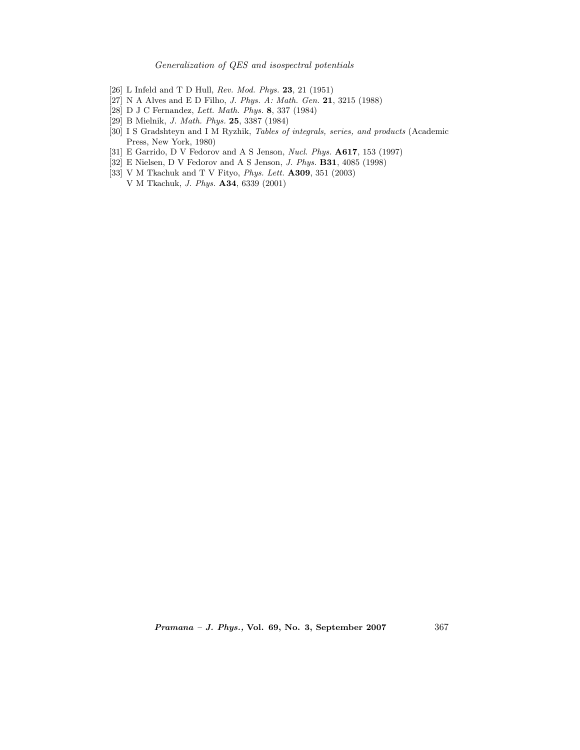[26] L Infeld and T D Hull, *Rev. Mod. Phys.* **23**, 21 (1951)
[27] N A Alves and E D Filho, *J. Phys. A: Math. Gen.* **21**, 3215 (1988)
[28] D J C Fernandez, *Lett. Math. Phys.* **8**, 337 (1984)
[29] B Mielnik, *J. Math. Phys.* **25**, 3387 (1984)
[30] I S Gradshteyn and I M Ryzhik, *Tables of integrals, series, and products* (Academic Press, New York, 1980)
[31] E Garrido, D V Fedorov and A S Jenson, *Nucl. Phys.* **A617**, 153 (1997)
[32] E Nielsen, D V Fedorov and A S Jenson, *J. Phys.* **B31**, 4085 (1998)
[33] V M Tkachuk and T V Fityo, *Phys. Lett.* **A309**, 351 (2003)
V M Tkachuk, *J. Phys.* **A34**, 6339 (2001)